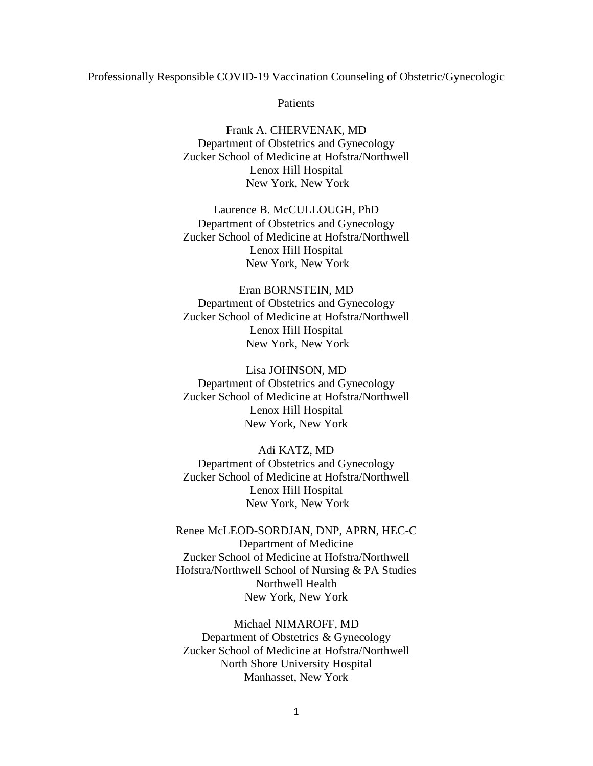# Professionally Responsible COVID-19 Vaccination Counseling of Obstetric/Gynecologic Patients

Frank A. CHERVENAK, MD
Department of Obstetrics and Gynecology
Zucker School of Medicine at Hofstra/Northwell
Lenox Hill Hospital
New York, New York

Laurence B. McCULLOUGH, PhD
Department of Obstetrics and Gynecology
Zucker School of Medicine at Hofstra/Northwell
Lenox Hill Hospital
New York, New York

Eran BORNSTEIN, MD
Department of Obstetrics and Gynecology
Zucker School of Medicine at Hofstra/Northwell
Lenox Hill Hospital
New York, New York

Lisa JOHNSON, MD
Department of Obstetrics and Gynecology
Zucker School of Medicine at Hofstra/Northwell
Lenox Hill Hospital
New York, New York

Adi KATZ, MD
Department of Obstetrics and Gynecology
Zucker School of Medicine at Hofstra/Northwell
Lenox Hill Hospital
New York, New York

Renee McLEOD-SORDJAN, DNP, APRN, HEC-C
Department of Medicine
Zucker School of Medicine at Hofstra/Northwell
Hofstra/Northwell School of Nursing & PA Studies
Northwell Health
New York, New York

Michael NIMAROFF, MD
Department of Obstetrics & Gynecology
Zucker School of Medicine at Hofstra/Northwell
North Shore University Hospital
Manhasset, New York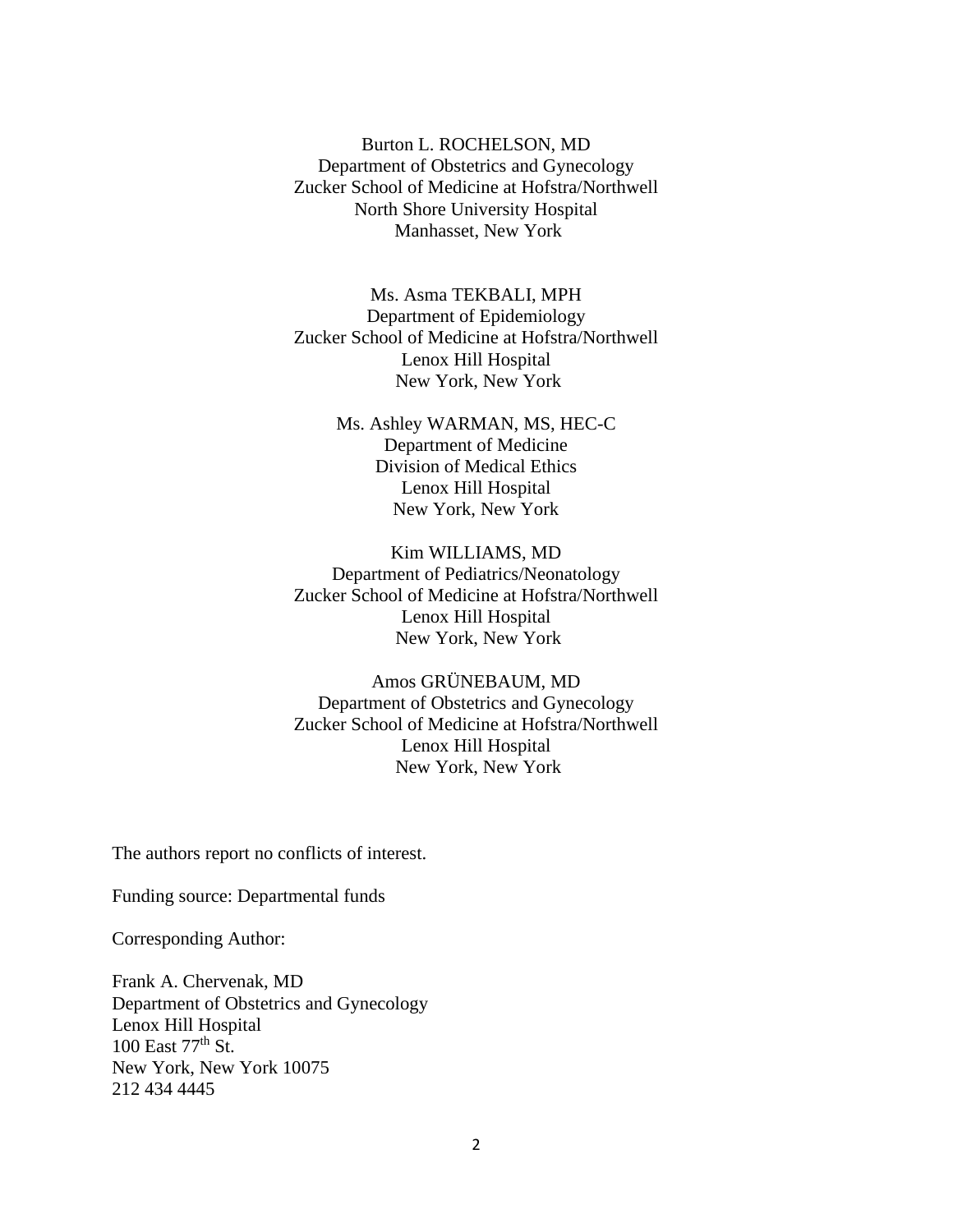Burton L. ROCHELSON, MD
Department of Obstetrics and Gynecology
Zucker School of Medicine at Hofstra/Northwell
North Shore University Hospital
Manhasset, New York

Ms. Asma TEKBALI, MPH
Department of Epidemiology
Zucker School of Medicine at Hofstra/Northwell
Lenox Hill Hospital
New York, New York

Ms. Ashley WARMAN, MS, HEC-C
Department of Medicine
Division of Medical Ethics
Lenox Hill Hospital
New York, New York

Kim WILLIAMS, MD
Department of Pediatrics/Neonatology
Zucker School of Medicine at Hofstra/Northwell
Lenox Hill Hospital
New York, New York

Amos GRÜNEBAUM, MD
Department of Obstetrics and Gynecology
Zucker School of Medicine at Hofstra/Northwell
Lenox Hill Hospital
New York, New York

The authors report no conflicts of interest.

Funding source: Departmental funds

Corresponding Author:

Frank A. Chervenak, MD
Department of Obstetrics and Gynecology
Lenox Hill Hospital
100 East 77th St.
New York, New York 10075
212 434 4445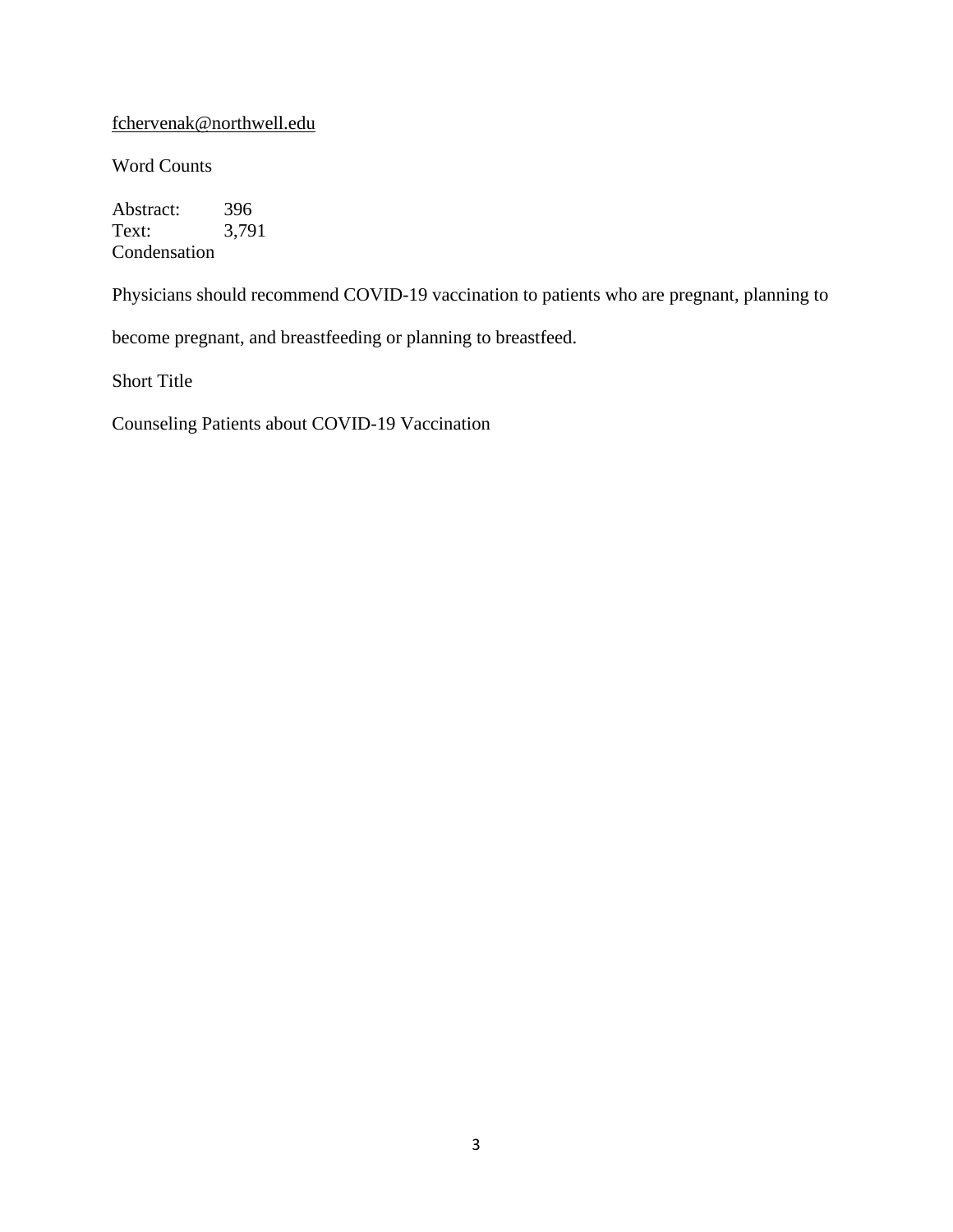fchervenak@northwell.edu

Word Counts

Abstract: 396
Text: 3,791

Condensation

Physicians should recommend COVID-19 vaccination to patients who are pregnant, planning to become pregnant, and breastfeeding or planning to breastfeed.

Short Title

Counseling Patients about COVID-19 Vaccination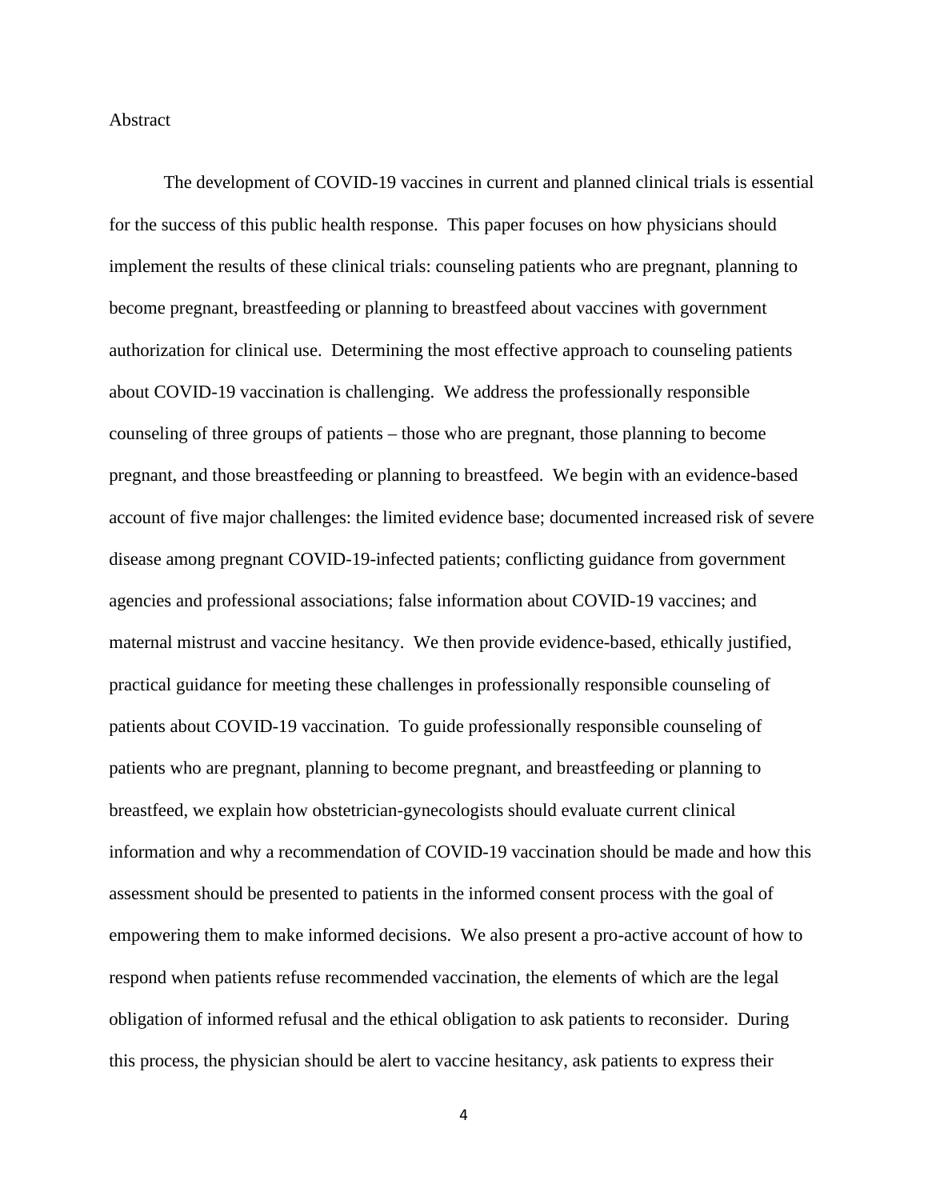## Abstract

The development of COVID-19 vaccines in current and planned clinical trials is essential for the success of this public health response. This paper focuses on how physicians should implement the results of these clinical trials: counseling patients who are pregnant, planning to become pregnant, breastfeeding or planning to breastfeed about vaccines with government authorization for clinical use. Determining the most effective approach to counseling patients about COVID-19 vaccination is challenging. We address the professionally responsible counseling of three groups of patients – those who are pregnant, those planning to become pregnant, and those breastfeeding or planning to breastfeed. We begin with an evidence-based account of five major challenges: the limited evidence base; documented increased risk of severe disease among pregnant COVID-19-infected patients; conflicting guidance from government agencies and professional associations; false information about COVID-19 vaccines; and maternal mistrust and vaccine hesitancy. We then provide evidence-based, ethically justified, practical guidance for meeting these challenges in professionally responsible counseling of patients about COVID-19 vaccination. To guide professionally responsible counseling of patients who are pregnant, planning to become pregnant, and breastfeeding or planning to breastfeed, we explain how obstetrician-gynecologists should evaluate current clinical information and why a recommendation of COVID-19 vaccination should be made and how this assessment should be presented to patients in the informed consent process with the goal of empowering them to make informed decisions. We also present a pro-active account of how to respond when patients refuse recommended vaccination, the elements of which are the legal obligation of informed refusal and the ethical obligation to ask patients to reconsider. During this process, the physician should be alert to vaccine hesitancy, ask patients to express their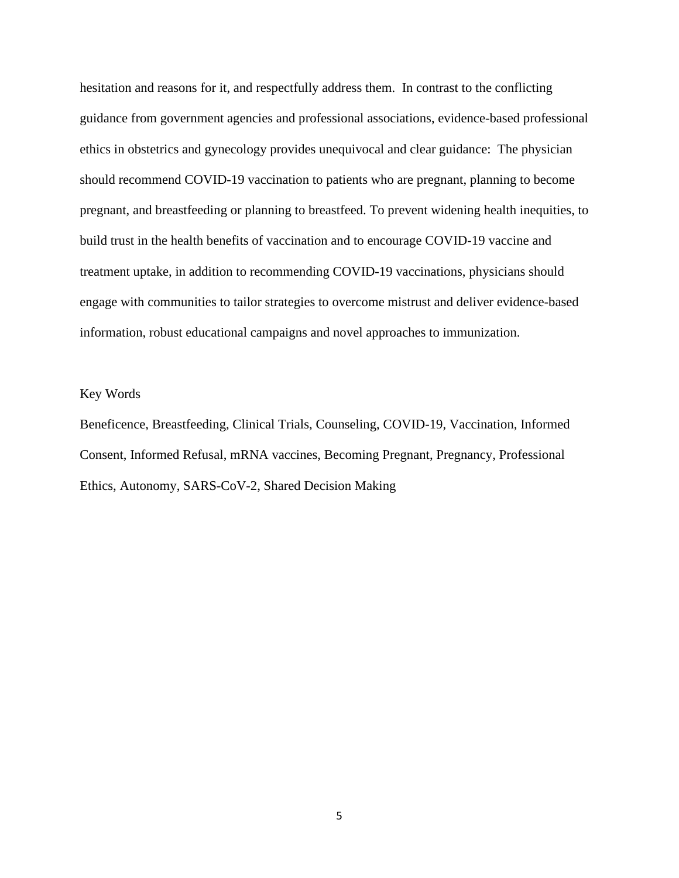hesitation and reasons for it, and respectfully address them. In contrast to the conflicting guidance from government agencies and professional associations, evidence-based professional ethics in obstetrics and gynecology provides unequivocal and clear guidance: The physician should recommend COVID-19 vaccination to patients who are pregnant, planning to become pregnant, and breastfeeding or planning to breastfeed. To prevent widening health inequities, to build trust in the health benefits of vaccination and to encourage COVID-19 vaccine and treatment uptake, in addition to recommending COVID-19 vaccinations, physicians should engage with communities to tailor strategies to overcome mistrust and deliver evidence-based information, robust educational campaigns and novel approaches to immunization.

Key Words

Beneficence, Breastfeeding, Clinical Trials, Counseling, COVID-19, Vaccination, Informed Consent, Informed Refusal, mRNA vaccines, Becoming Pregnant, Pregnancy, Professional Ethics, Autonomy, SARS-CoV-2, Shared Decision Making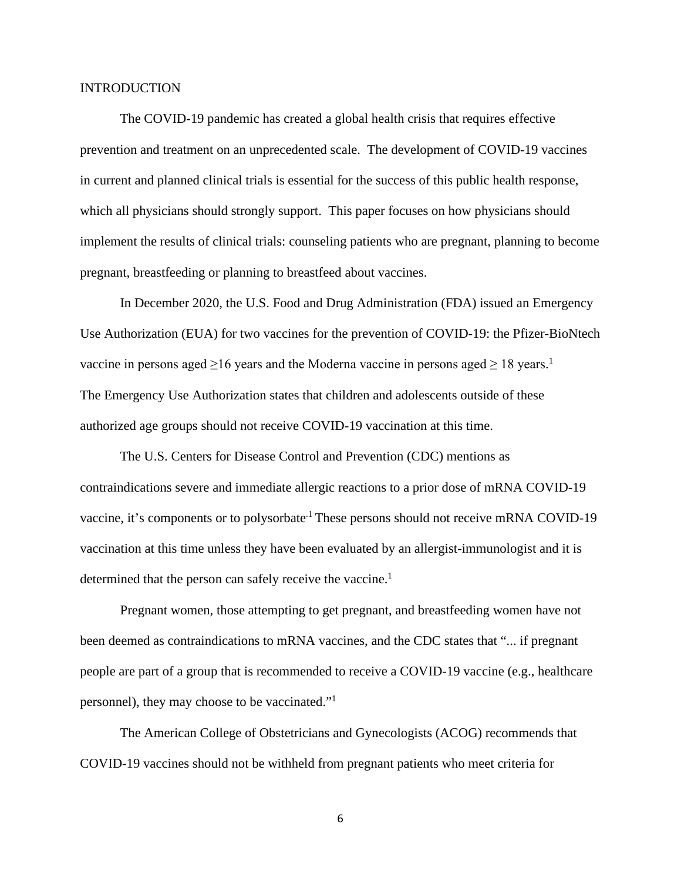## INTRODUCTION

The COVID-19 pandemic has created a global health crisis that requires effective prevention and treatment on an unprecedented scale. The development of COVID-19 vaccines in current and planned clinical trials is essential for the success of this public health response, which all physicians should strongly support. This paper focuses on how physicians should implement the results of clinical trials: counseling patients who are pregnant, planning to become pregnant, breastfeeding or planning to breastfeed about vaccines.

In December 2020, the U.S. Food and Drug Administration (FDA) issued an Emergency Use Authorization (EUA) for two vaccines for the prevention of COVID-19: the Pfizer-BioNtech vaccine in persons aged $\geq$16 years and the Moderna vaccine in persons aged $\geq$ 18 years.[1] The Emergency Use Authorization states that children and adolescents outside of these authorized age groups should not receive COVID-19 vaccination at this time.

The U.S. Centers for Disease Control and Prevention (CDC) mentions as contraindications severe and immediate allergic reactions to a prior dose of mRNA COVID-19 vaccine, it's components or to polysorbate.[1] These persons should not receive mRNA COVID-19 vaccination at this time unless they have been evaluated by an allergist-immunologist and it is determined that the person can safely receive the vaccine.[1]

Pregnant women, those attempting to get pregnant, and breastfeeding women have not been deemed as contraindications to mRNA vaccines, and the CDC states that "... if pregnant people are part of a group that is recommended to receive a COVID-19 vaccine (e.g., healthcare personnel), they may choose to be vaccinated."[1]

The American College of Obstetricians and Gynecologists (ACOG) recommends that COVID-19 vaccines should not be withheld from pregnant patients who meet criteria for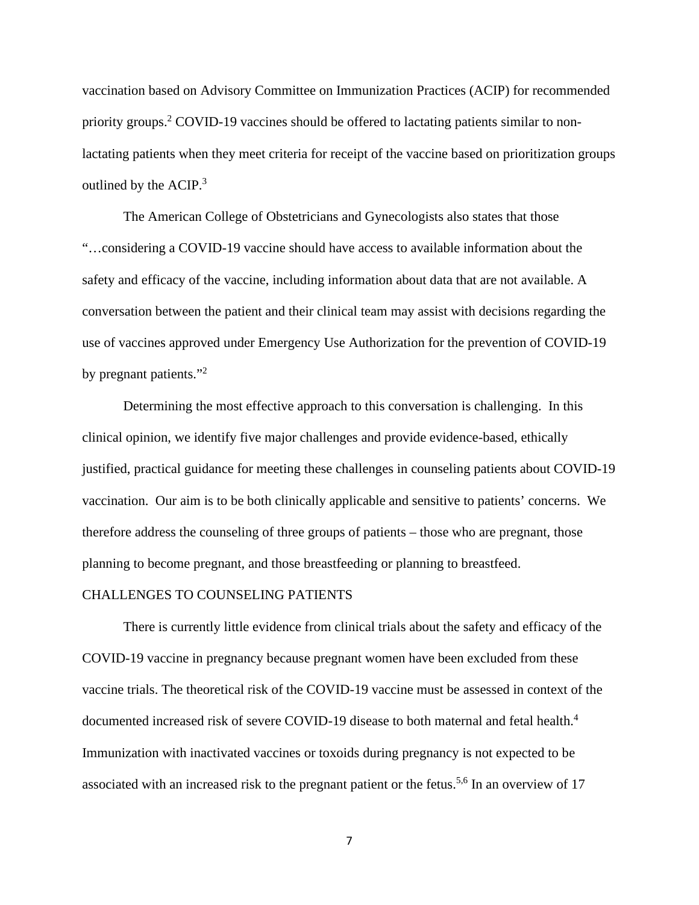vaccination based on Advisory Committee on Immunization Practices (ACIP) for recommended priority groups.[2] COVID-19 vaccines should be offered to lactating patients similar to non-lactating patients when they meet criteria for receipt of the vaccine based on prioritization groups outlined by the ACIP.[3]

The American College of Obstetricians and Gynecologists also states that those "…considering a COVID-19 vaccine should have access to available information about the safety and efficacy of the vaccine, including information about data that are not available. A conversation between the patient and their clinical team may assist with decisions regarding the use of vaccines approved under Emergency Use Authorization for the prevention of COVID-19 by pregnant patients."[2]

Determining the most effective approach to this conversation is challenging. In this clinical opinion, we identify five major challenges and provide evidence-based, ethically justified, practical guidance for meeting these challenges in counseling patients about COVID-19 vaccination. Our aim is to be both clinically applicable and sensitive to patients' concerns. We therefore address the counseling of three groups of patients – those who are pregnant, those planning to become pregnant, and those breastfeeding or planning to breastfeed.

## CHALLENGES TO COUNSELING PATIENTS

There is currently little evidence from clinical trials about the safety and efficacy of the COVID-19 vaccine in pregnancy because pregnant women have been excluded from these vaccine trials. The theoretical risk of the COVID-19 vaccine must be assessed in context of the documented increased risk of severe COVID-19 disease to both maternal and fetal health.[4] Immunization with inactivated vaccines or toxoids during pregnancy is not expected to be associated with an increased risk to the pregnant patient or the fetus.[5,6] In an overview of 17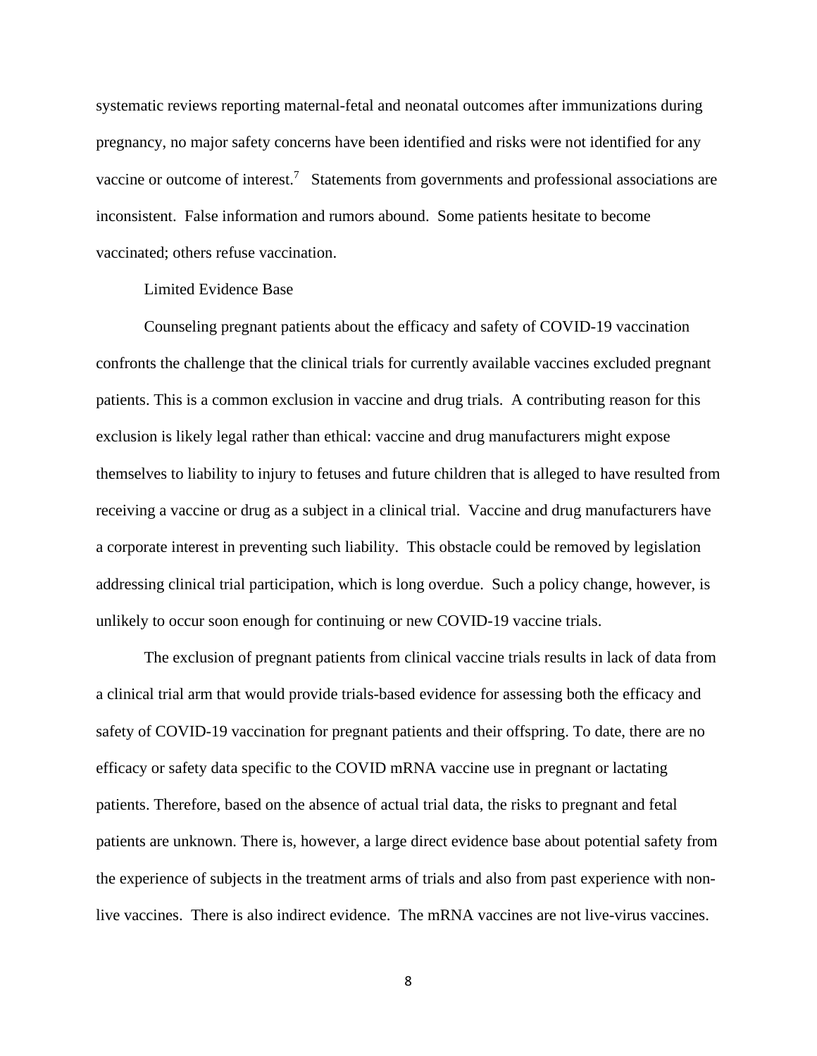systematic reviews reporting maternal-fetal and neonatal outcomes after immunizations during pregnancy, no major safety concerns have been identified and risks were not identified for any vaccine or outcome of interest.[7] Statements from governments and professional associations are inconsistent. False information and rumors abound. Some patients hesitate to become vaccinated; others refuse vaccination.

Limited Evidence Base

Counseling pregnant patients about the efficacy and safety of COVID-19 vaccination confronts the challenge that the clinical trials for currently available vaccines excluded pregnant patients. This is a common exclusion in vaccine and drug trials. A contributing reason for this exclusion is likely legal rather than ethical: vaccine and drug manufacturers might expose themselves to liability to injury to fetuses and future children that is alleged to have resulted from receiving a vaccine or drug as a subject in a clinical trial. Vaccine and drug manufacturers have a corporate interest in preventing such liability. This obstacle could be removed by legislation addressing clinical trial participation, which is long overdue. Such a policy change, however, is unlikely to occur soon enough for continuing or new COVID-19 vaccine trials.

The exclusion of pregnant patients from clinical vaccine trials results in lack of data from a clinical trial arm that would provide trials-based evidence for assessing both the efficacy and safety of COVID-19 vaccination for pregnant patients and their offspring. To date, there are no efficacy or safety data specific to the COVID mRNA vaccine use in pregnant or lactating patients. Therefore, based on the absence of actual trial data, the risks to pregnant and fetal patients are unknown. There is, however, a large direct evidence base about potential safety from the experience of subjects in the treatment arms of trials and also from past experience with non-live vaccines. There is also indirect evidence. The mRNA vaccines are not live-virus vaccines.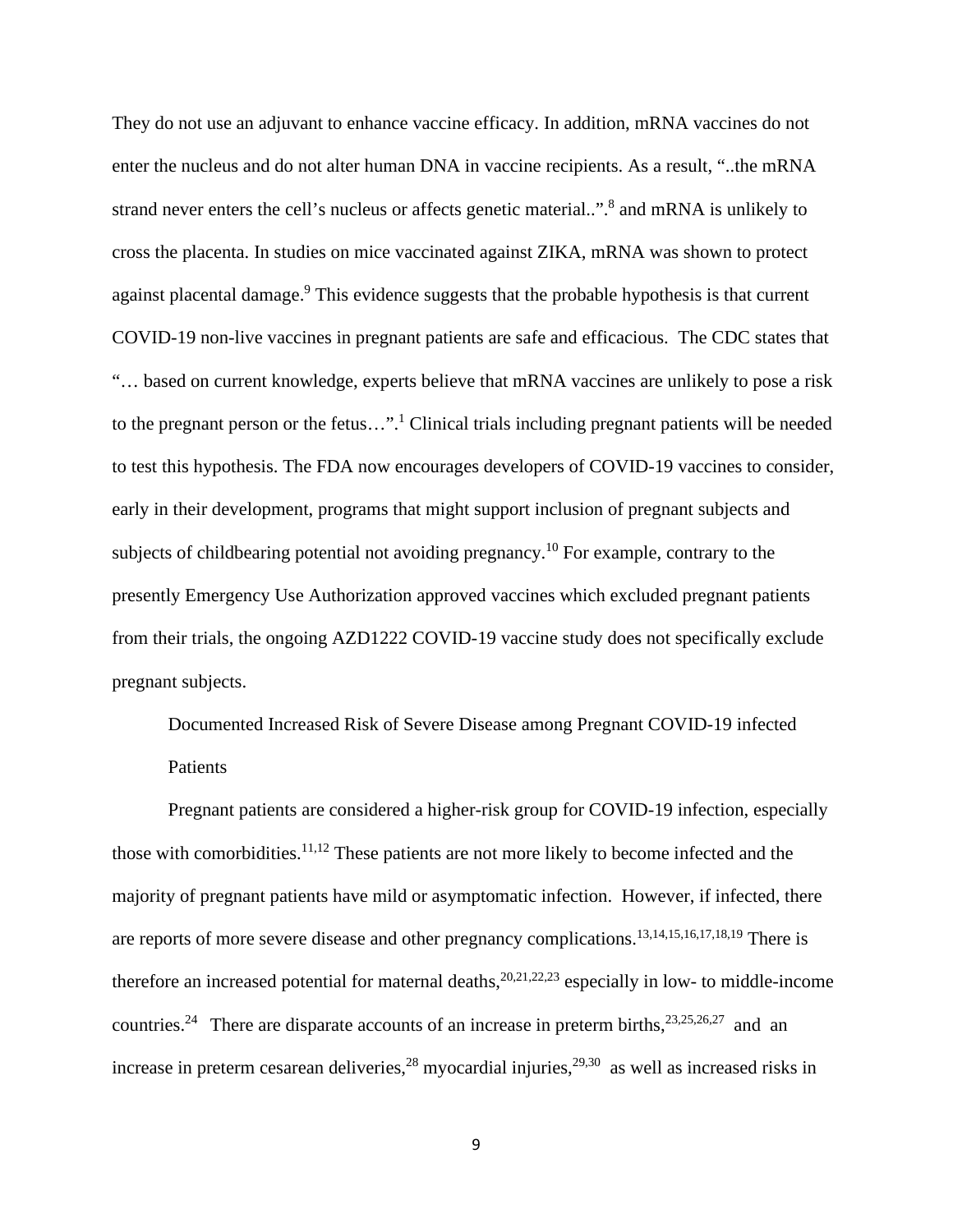They do not use an adjuvant to enhance vaccine efficacy. In addition, mRNA vaccines do not enter the nucleus and do not alter human DNA in vaccine recipients. As a result, "..the mRNA strand never enters the cell's nucleus or affects genetic material..".[8] and mRNA is unlikely to cross the placenta. In studies on mice vaccinated against ZIKA, mRNA was shown to protect against placental damage.[9] This evidence suggests that the probable hypothesis is that current COVID-19 non-live vaccines in pregnant patients are safe and efficacious. The CDC states that "… based on current knowledge, experts believe that mRNA vaccines are unlikely to pose a risk to the pregnant person or the fetus…".[1] Clinical trials including pregnant patients will be needed to test this hypothesis. The FDA now encourages developers of COVID-19 vaccines to consider, early in their development, programs that might support inclusion of pregnant subjects and subjects of childbearing potential not avoiding pregnancy.[10] For example, contrary to the presently Emergency Use Authorization approved vaccines which excluded pregnant patients from their trials, the ongoing AZD1222 COVID-19 vaccine study does not specifically exclude pregnant subjects.

## Documented Increased Risk of Severe Disease among Pregnant COVID-19 infected Patients

Pregnant patients are considered a higher-risk group for COVID-19 infection, especially those with comorbidities.[11,12] These patients are not more likely to become infected and the majority of pregnant patients have mild or asymptomatic infection. However, if infected, there are reports of more severe disease and other pregnancy complications.[13,14,15,16,17,18,19] There is therefore an increased potential for maternal deaths,[20,21,22,23] especially in low- to middle-income countries.[24] There are disparate accounts of an increase in preterm births,[23,25,26,27] and an increase in preterm cesarean deliveries,[28] myocardial injuries,[29,30] as well as increased risks in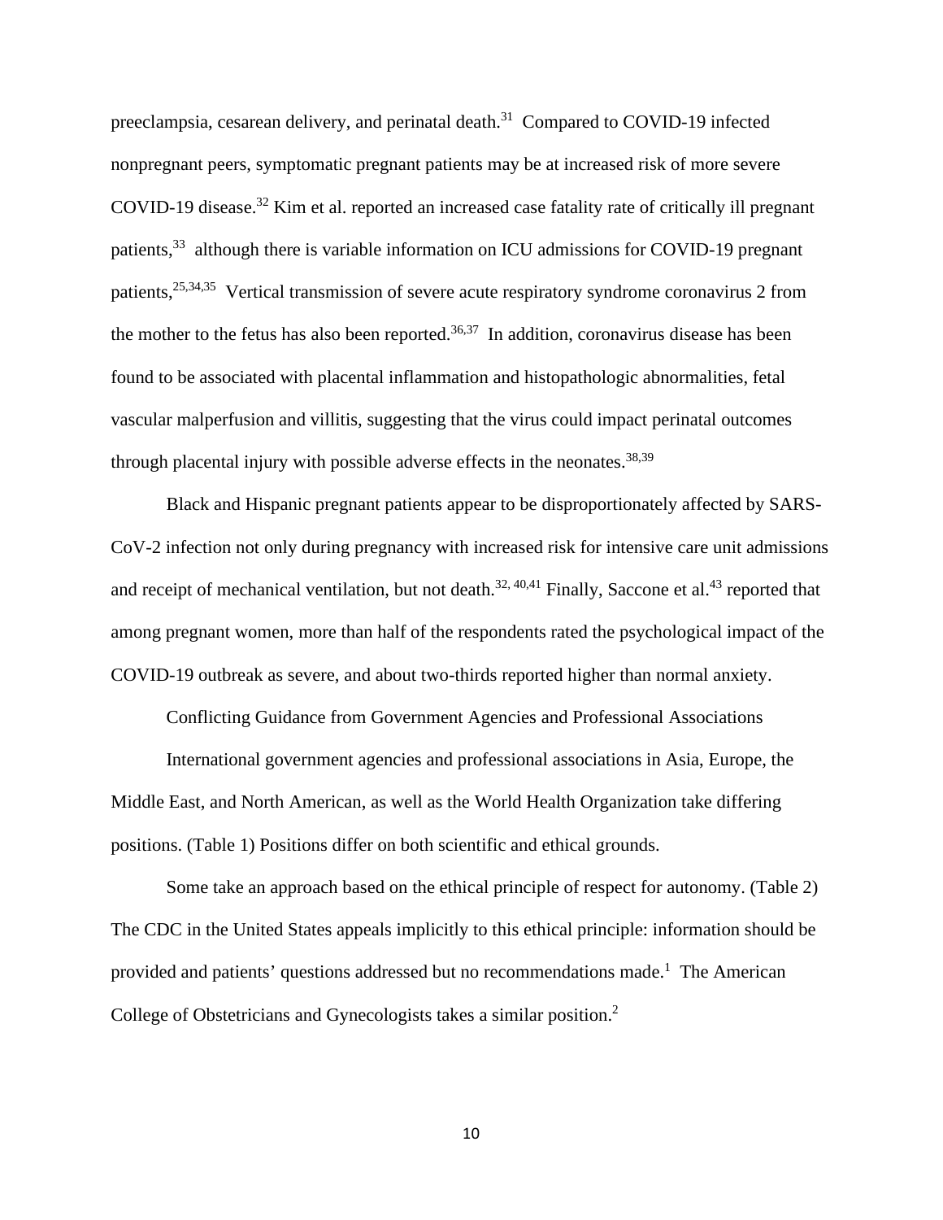preeclampsia, cesarean delivery, and perinatal death.[31] Compared to COVID-19 infected nonpregnant peers, symptomatic pregnant patients may be at increased risk of more severe COVID-19 disease.[32] Kim et al. reported an increased case fatality rate of critically ill pregnant patients,[33] although there is variable information on ICU admissions for COVID-19 pregnant patients,[25,34,35] Vertical transmission of severe acute respiratory syndrome coronavirus 2 from the mother to the fetus has also been reported.[36,37] In addition, coronavirus disease has been found to be associated with placental inflammation and histopathologic abnormalities, fetal vascular malperfusion and villitis, suggesting that the virus could impact perinatal outcomes through placental injury with possible adverse effects in the neonates.[38,39]

Black and Hispanic pregnant patients appear to be disproportionately affected by SARS-CoV-2 infection not only during pregnancy with increased risk for intensive care unit admissions and receipt of mechanical ventilation, but not death.[32, 40,41] Finally, Saccone et al.[43] reported that among pregnant women, more than half of the respondents rated the psychological impact of the COVID-19 outbreak as severe, and about two-thirds reported higher than normal anxiety.

## Conflicting Guidance from Government Agencies and Professional Associations

International government agencies and professional associations in Asia, Europe, the Middle East, and North American, as well as the World Health Organization take differing positions. (Table 1) Positions differ on both scientific and ethical grounds.

Some take an approach based on the ethical principle of respect for autonomy. (Table 2) The CDC in the United States appeals implicitly to this ethical principle: information should be provided and patients' questions addressed but no recommendations made.[1] The American College of Obstetricians and Gynecologists takes a similar position.[2]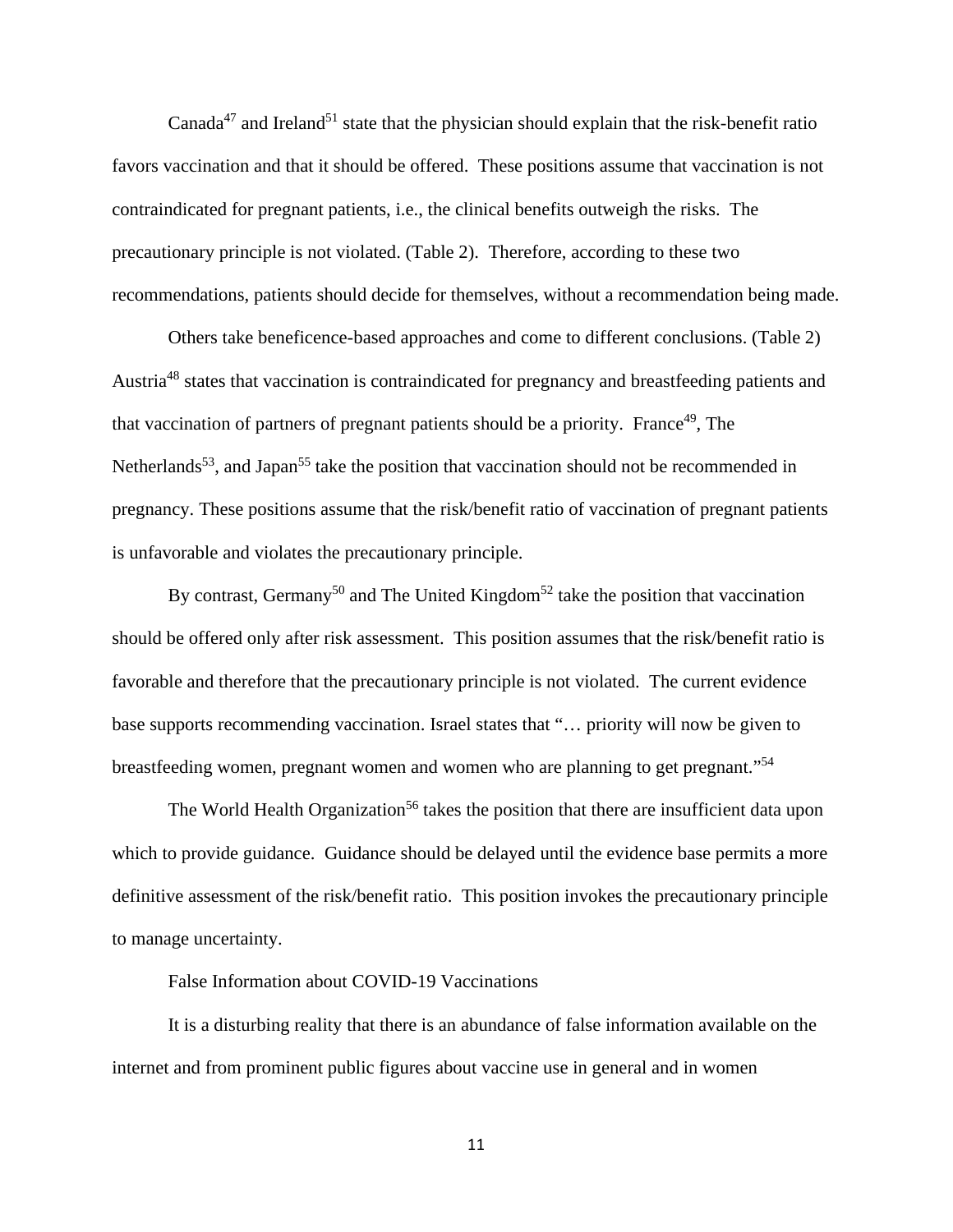Canada[47] and Ireland[51] state that the physician should explain that the risk-benefit ratio favors vaccination and that it should be offered. These positions assume that vaccination is not contraindicated for pregnant patients, i.e., the clinical benefits outweigh the risks. The precautionary principle is not violated. (Table 2). Therefore, according to these two recommendations, patients should decide for themselves, without a recommendation being made.

Others take beneficence-based approaches and come to different conclusions. (Table 2) Austria[48] states that vaccination is contraindicated for pregnancy and breastfeeding patients and that vaccination of partners of pregnant patients should be a priority. France[49], The Netherlands[53], and Japan[55] take the position that vaccination should not be recommended in pregnancy. These positions assume that the risk/benefit ratio of vaccination of pregnant patients is unfavorable and violates the precautionary principle.

By contrast, Germany[50] and The United Kingdom[52] take the position that vaccination should be offered only after risk assessment. This position assumes that the risk/benefit ratio is favorable and therefore that the precautionary principle is not violated. The current evidence base supports recommending vaccination. Israel states that "… priority will now be given to breastfeeding women, pregnant women and women who are planning to get pregnant."[54]

The World Health Organization[56] takes the position that there are insufficient data upon which to provide guidance. Guidance should be delayed until the evidence base permits a more definitive assessment of the risk/benefit ratio. This position invokes the precautionary principle to manage uncertainty.

## False Information about COVID-19 Vaccinations

It is a disturbing reality that there is an abundance of false information available on the internet and from prominent public figures about vaccine use in general and in women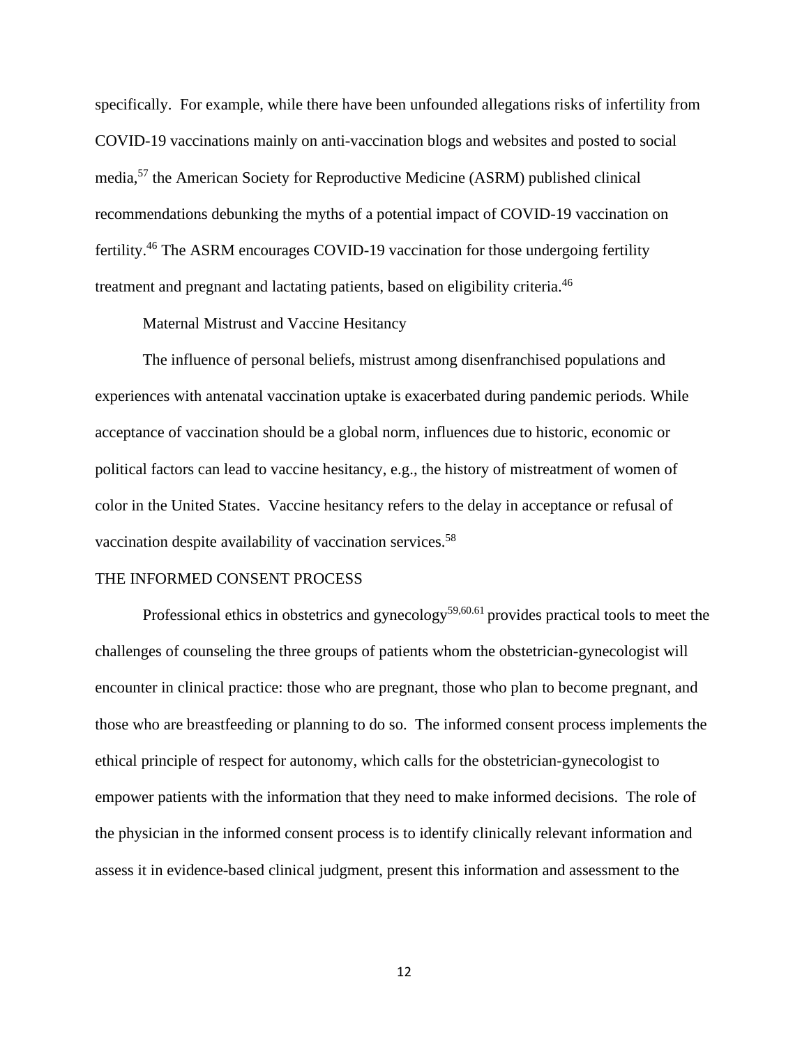specifically. For example, while there have been unfounded allegations risks of infertility from COVID-19 vaccinations mainly on anti-vaccination blogs and websites and posted to social media,[57] the American Society for Reproductive Medicine (ASRM) published clinical recommendations debunking the myths of a potential impact of COVID-19 vaccination on fertility.[46] The ASRM encourages COVID-19 vaccination for those undergoing fertility treatment and pregnant and lactating patients, based on eligibility criteria.[46]

### Maternal Mistrust and Vaccine Hesitancy

The influence of personal beliefs, mistrust among disenfranchised populations and experiences with antenatal vaccination uptake is exacerbated during pandemic periods. While acceptance of vaccination should be a global norm, influences due to historic, economic or political factors can lead to vaccine hesitancy, e.g., the history of mistreatment of women of color in the United States. Vaccine hesitancy refers to the delay in acceptance or refusal of vaccination despite availability of vaccination services.[58]

## THE INFORMED CONSENT PROCESS

Professional ethics in obstetrics and gynecology[59,60.61] provides practical tools to meet the challenges of counseling the three groups of patients whom the obstetrician-gynecologist will encounter in clinical practice: those who are pregnant, those who plan to become pregnant, and those who are breastfeeding or planning to do so. The informed consent process implements the ethical principle of respect for autonomy, which calls for the obstetrician-gynecologist to empower patients with the information that they need to make informed decisions. The role of the physician in the informed consent process is to identify clinically relevant information and assess it in evidence-based clinical judgment, present this information and assessment to the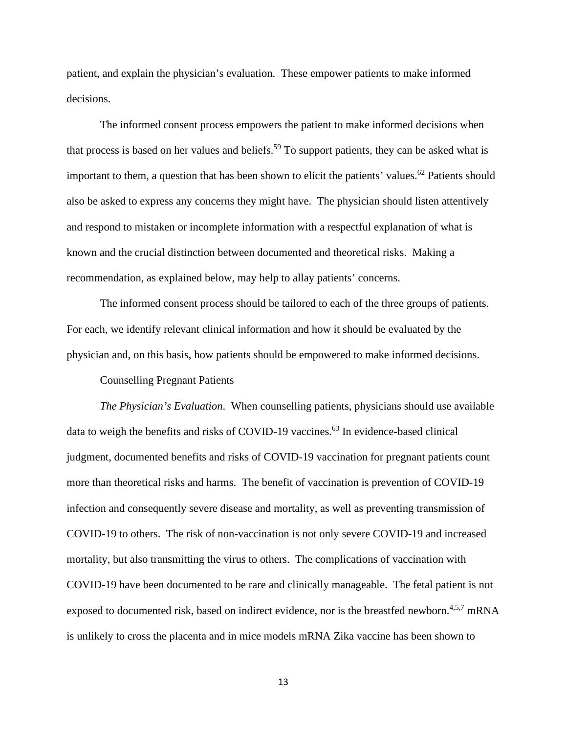patient, and explain the physician's evaluation. These empower patients to make informed decisions.

The informed consent process empowers the patient to make informed decisions when that process is based on her values and beliefs.[59] To support patients, they can be asked what is important to them, a question that has been shown to elicit the patients' values.[62] Patients should also be asked to express any concerns they might have. The physician should listen attentively and respond to mistaken or incomplete information with a respectful explanation of what is known and the crucial distinction between documented and theoretical risks. Making a recommendation, as explained below, may help to allay patients' concerns.

The informed consent process should be tailored to each of the three groups of patients. For each, we identify relevant clinical information and how it should be evaluated by the physician and, on this basis, how patients should be empowered to make informed decisions.

## Counselling Pregnant Patients

*The Physician's Evaluation*. When counselling patients, physicians should use available data to weigh the benefits and risks of COVID-19 vaccines.[63] In evidence-based clinical judgment, documented benefits and risks of COVID-19 vaccination for pregnant patients count more than theoretical risks and harms. The benefit of vaccination is prevention of COVID-19 infection and consequently severe disease and mortality, as well as preventing transmission of COVID-19 to others. The risk of non-vaccination is not only severe COVID-19 and increased mortality, but also transmitting the virus to others. The complications of vaccination with COVID-19 have been documented to be rare and clinically manageable. The fetal patient is not exposed to documented risk, based on indirect evidence, nor is the breastfed newborn.[4,5,7] mRNA is unlikely to cross the placenta and in mice models mRNA Zika vaccine has been shown to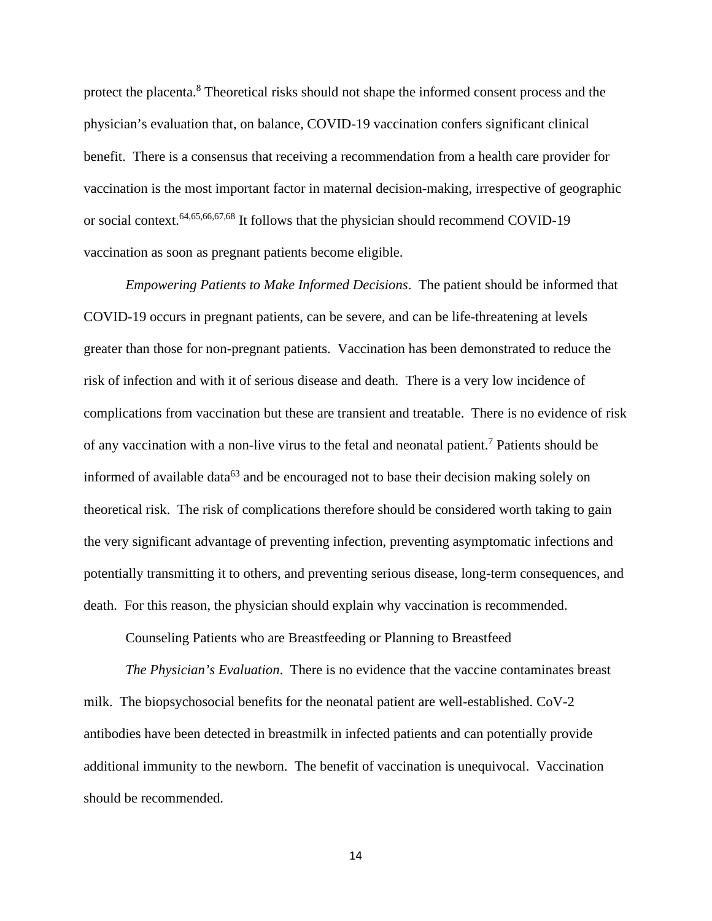protect the placenta.[8] Theoretical risks should not shape the informed consent process and the physician's evaluation that, on balance, COVID-19 vaccination confers significant clinical benefit. There is a consensus that receiving a recommendation from a health care provider for vaccination is the most important factor in maternal decision-making, irrespective of geographic or social context.[64,65,66,67,68] It follows that the physician should recommend COVID-19 vaccination as soon as pregnant patients become eligible.

*Empowering Patients to Make Informed Decisions*. The patient should be informed that COVID-19 occurs in pregnant patients, can be severe, and can be life-threatening at levels greater than those for non-pregnant patients. Vaccination has been demonstrated to reduce the risk of infection and with it of serious disease and death. There is a very low incidence of complications from vaccination but these are transient and treatable. There is no evidence of risk of any vaccination with a non-live virus to the fetal and neonatal patient.[7] Patients should be informed of available data[63] and be encouraged not to base their decision making solely on theoretical risk. The risk of complications therefore should be considered worth taking to gain the very significant advantage of preventing infection, preventing asymptomatic infections and potentially transmitting it to others, and preventing serious disease, long-term consequences, and death. For this reason, the physician should explain why vaccination is recommended.

Counseling Patients who are Breastfeeding or Planning to Breastfeed

*The Physician's Evaluation*. There is no evidence that the vaccine contaminates breast milk. The biopsychosocial benefits for the neonatal patient are well-established. CoV-2 antibodies have been detected in breastmilk in infected patients and can potentially provide additional immunity to the newborn. The benefit of vaccination is unequivocal. Vaccination should be recommended.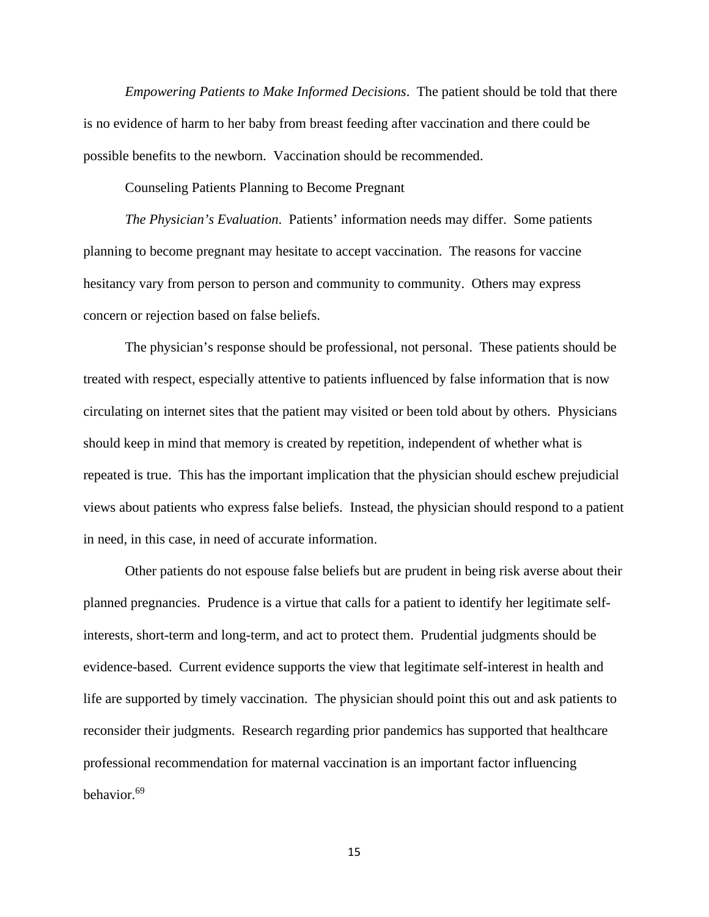*Empowering Patients to Make Informed Decisions*. The patient should be told that there is no evidence of harm to her baby from breast feeding after vaccination and there could be possible benefits to the newborn. Vaccination should be recommended.

Counseling Patients Planning to Become Pregnant

*The Physician's Evaluation*. Patients' information needs may differ. Some patients planning to become pregnant may hesitate to accept vaccination. The reasons for vaccine hesitancy vary from person to person and community to community. Others may express concern or rejection based on false beliefs.

The physician's response should be professional, not personal. These patients should be treated with respect, especially attentive to patients influenced by false information that is now circulating on internet sites that the patient may visited or been told about by others. Physicians should keep in mind that memory is created by repetition, independent of whether what is repeated is true. This has the important implication that the physician should eschew prejudicial views about patients who express false beliefs. Instead, the physician should respond to a patient in need, in this case, in need of accurate information.

Other patients do not espouse false beliefs but are prudent in being risk averse about their planned pregnancies. Prudence is a virtue that calls for a patient to identify her legitimate self-interests, short-term and long-term, and act to protect them. Prudential judgments should be evidence-based. Current evidence supports the view that legitimate self-interest in health and life are supported by timely vaccination. The physician should point this out and ask patients to reconsider their judgments. Research regarding prior pandemics has supported that healthcare professional recommendation for maternal vaccination is an important factor influencing behavior.[69]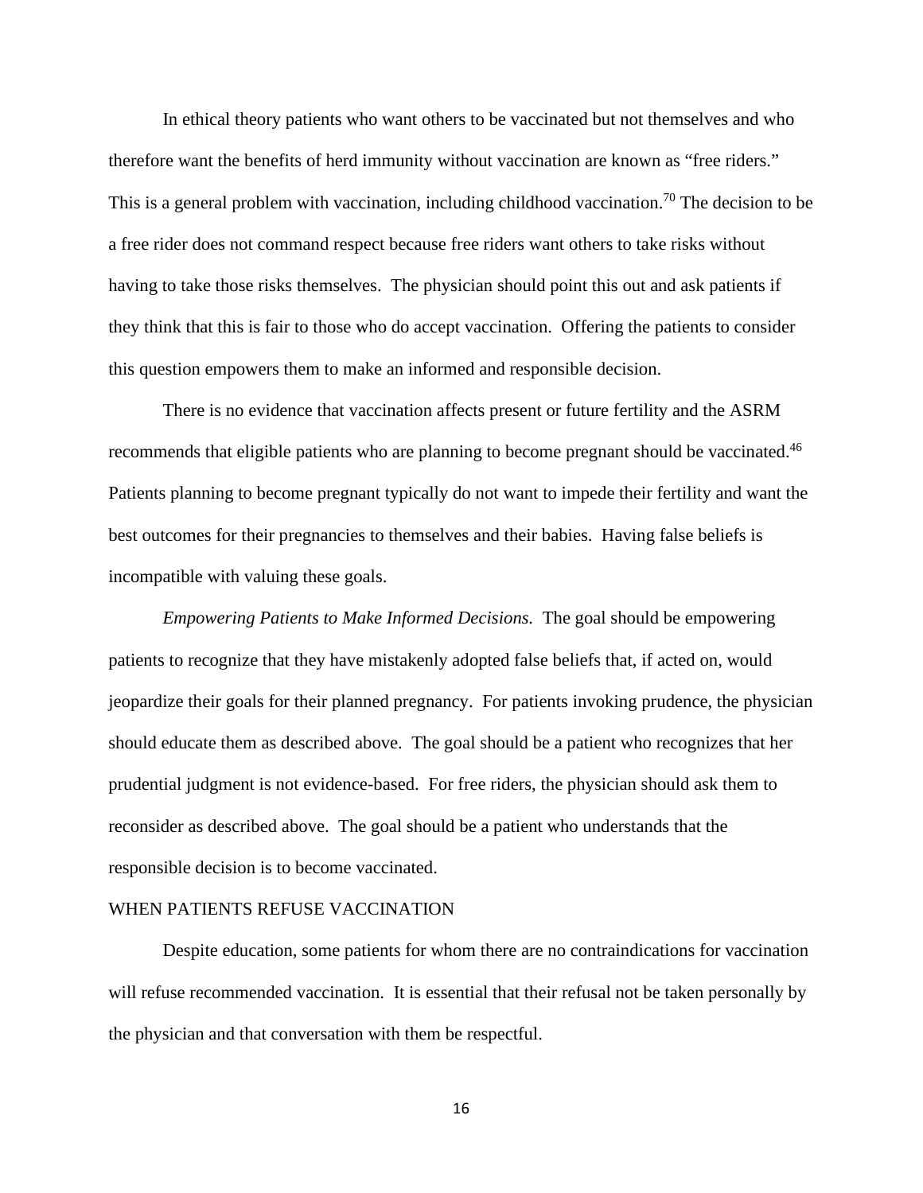In ethical theory patients who want others to be vaccinated but not themselves and who therefore want the benefits of herd immunity without vaccination are known as "free riders." This is a general problem with vaccination, including childhood vaccination.[70] The decision to be a free rider does not command respect because free riders want others to take risks without having to take those risks themselves. The physician should point this out and ask patients if they think that this is fair to those who do accept vaccination. Offering the patients to consider this question empowers them to make an informed and responsible decision.

There is no evidence that vaccination affects present or future fertility and the ASRM recommends that eligible patients who are planning to become pregnant should be vaccinated.[46] Patients planning to become pregnant typically do not want to impede their fertility and want the best outcomes for their pregnancies to themselves and their babies. Having false beliefs is incompatible with valuing these goals.

*Empowering Patients to Make Informed Decisions.* The goal should be empowering patients to recognize that they have mistakenly adopted false beliefs that, if acted on, would jeopardize their goals for their planned pregnancy. For patients invoking prudence, the physician should educate them as described above. The goal should be a patient who recognizes that her prudential judgment is not evidence-based. For free riders, the physician should ask them to reconsider as described above. The goal should be a patient who understands that the responsible decision is to become vaccinated.

## WHEN PATIENTS REFUSE VACCINATION

Despite education, some patients for whom there are no contraindications for vaccination will refuse recommended vaccination. It is essential that their refusal not be taken personally by the physician and that conversation with them be respectful.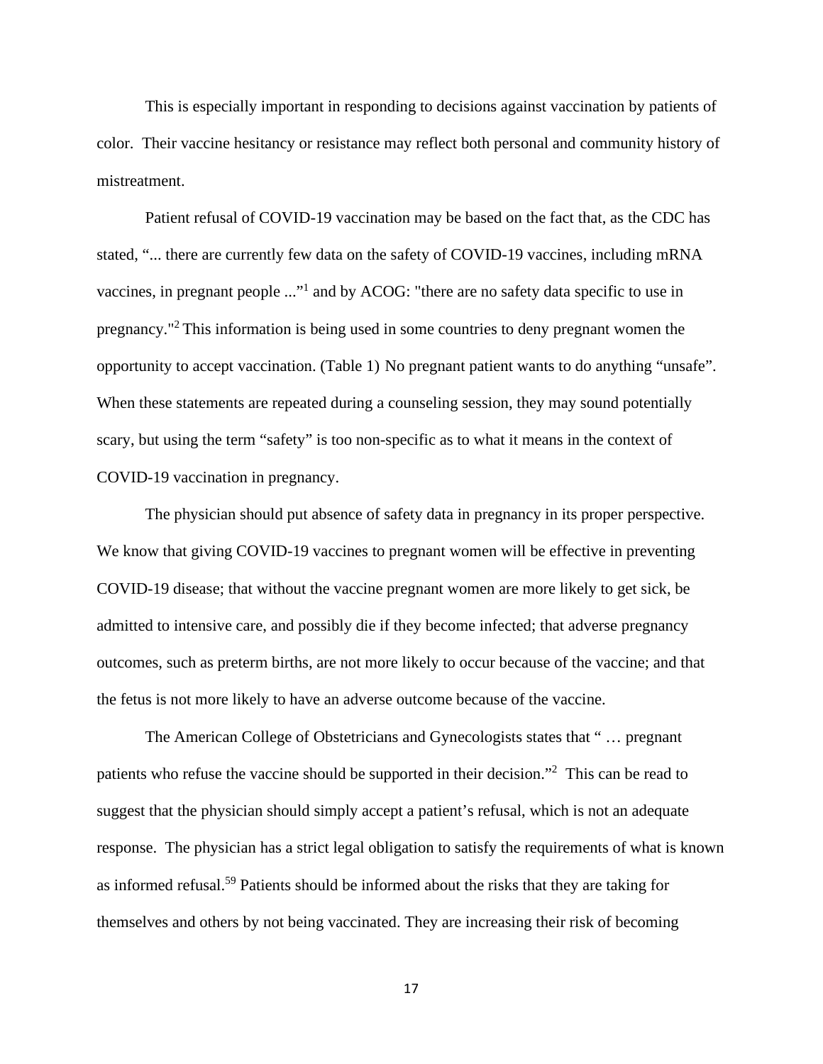This is especially important in responding to decisions against vaccination by patients of color. Their vaccine hesitancy or resistance may reflect both personal and community history of mistreatment.

Patient refusal of COVID-19 vaccination may be based on the fact that, as the CDC has stated, "... there are currently few data on the safety of COVID-19 vaccines, including mRNA vaccines, in pregnant people ..."[1] and by ACOG: "there are no safety data specific to use in pregnancy."[2] This information is being used in some countries to deny pregnant women the opportunity to accept vaccination. (Table 1) No pregnant patient wants to do anything "unsafe". When these statements are repeated during a counseling session, they may sound potentially scary, but using the term "safety" is too non-specific as to what it means in the context of COVID-19 vaccination in pregnancy.

The physician should put absence of safety data in pregnancy in its proper perspective. We know that giving COVID-19 vaccines to pregnant women will be effective in preventing COVID-19 disease; that without the vaccine pregnant women are more likely to get sick, be admitted to intensive care, and possibly die if they become infected; that adverse pregnancy outcomes, such as preterm births, are not more likely to occur because of the vaccine; and that the fetus is not more likely to have an adverse outcome because of the vaccine.

The American College of Obstetricians and Gynecologists states that " … pregnant patients who refuse the vaccine should be supported in their decision."[2] This can be read to suggest that the physician should simply accept a patient's refusal, which is not an adequate response. The physician has a strict legal obligation to satisfy the requirements of what is known as informed refusal.[59] Patients should be informed about the risks that they are taking for themselves and others by not being vaccinated. They are increasing their risk of becoming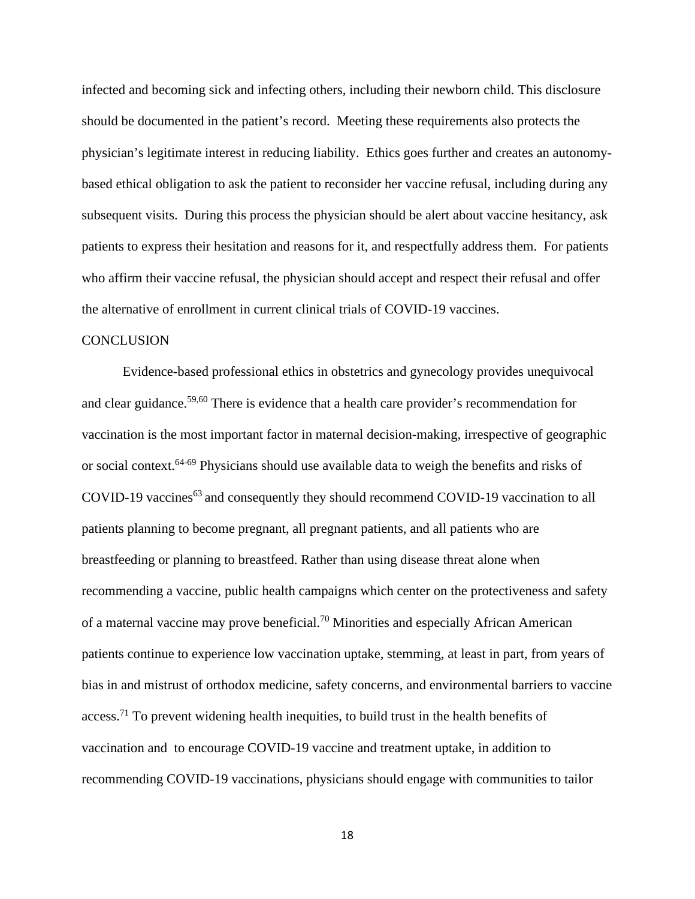infected and becoming sick and infecting others, including their newborn child. This disclosure should be documented in the patient's record. Meeting these requirements also protects the physician's legitimate interest in reducing liability. Ethics goes further and creates an autonomy-based ethical obligation to ask the patient to reconsider her vaccine refusal, including during any subsequent visits. During this process the physician should be alert about vaccine hesitancy, ask patients to express their hesitation and reasons for it, and respectfully address them. For patients who affirm their vaccine refusal, the physician should accept and respect their refusal and offer the alternative of enrollment in current clinical trials of COVID-19 vaccines.

## CONCLUSION

Evidence-based professional ethics in obstetrics and gynecology provides unequivocal and clear guidance.[59,60] There is evidence that a health care provider's recommendation for vaccination is the most important factor in maternal decision-making, irrespective of geographic or social context.[64-69] Physicians should use available data to weigh the benefits and risks of COVID-19 vaccines[63] and consequently they should recommend COVID-19 vaccination to all patients planning to become pregnant, all pregnant patients, and all patients who are breastfeeding or planning to breastfeed. Rather than using disease threat alone when recommending a vaccine, public health campaigns which center on the protectiveness and safety of a maternal vaccine may prove beneficial.[70] Minorities and especially African American patients continue to experience low vaccination uptake, stemming, at least in part, from years of bias in and mistrust of orthodox medicine, safety concerns, and environmental barriers to vaccine access.[71] To prevent widening health inequities, to build trust in the health benefits of vaccination and to encourage COVID-19 vaccine and treatment uptake, in addition to recommending COVID-19 vaccinations, physicians should engage with communities to tailor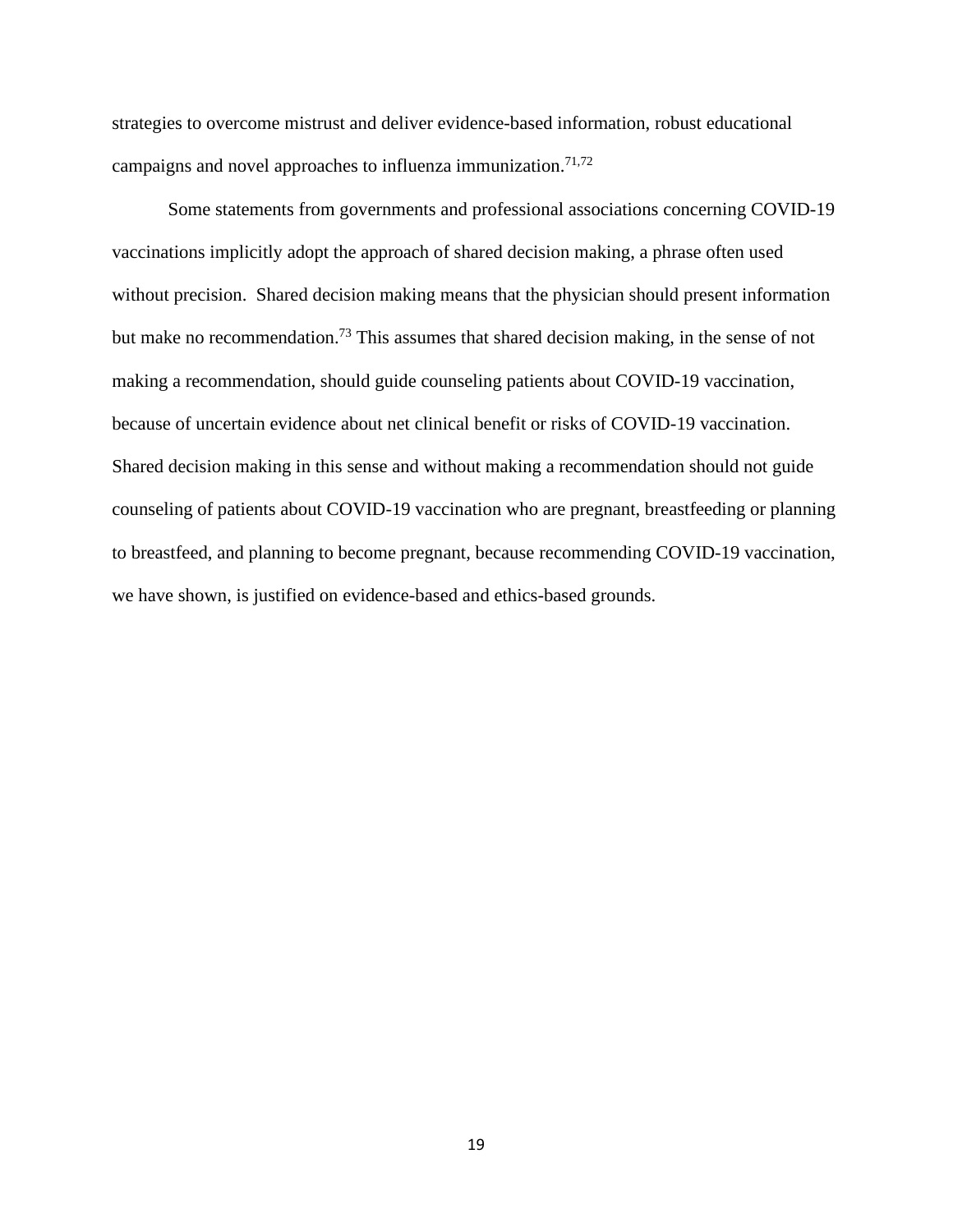strategies to overcome mistrust and deliver evidence-based information, robust educational campaigns and novel approaches to influenza immunization.[71,72]

Some statements from governments and professional associations concerning COVID-19 vaccinations implicitly adopt the approach of shared decision making, a phrase often used without precision. Shared decision making means that the physician should present information but make no recommendation.[73] This assumes that shared decision making, in the sense of not making a recommendation, should guide counseling patients about COVID-19 vaccination, because of uncertain evidence about net clinical benefit or risks of COVID-19 vaccination. Shared decision making in this sense and without making a recommendation should not guide counseling of patients about COVID-19 vaccination who are pregnant, breastfeeding or planning to breastfeed, and planning to become pregnant, because recommending COVID-19 vaccination, we have shown, is justified on evidence-based and ethics-based grounds.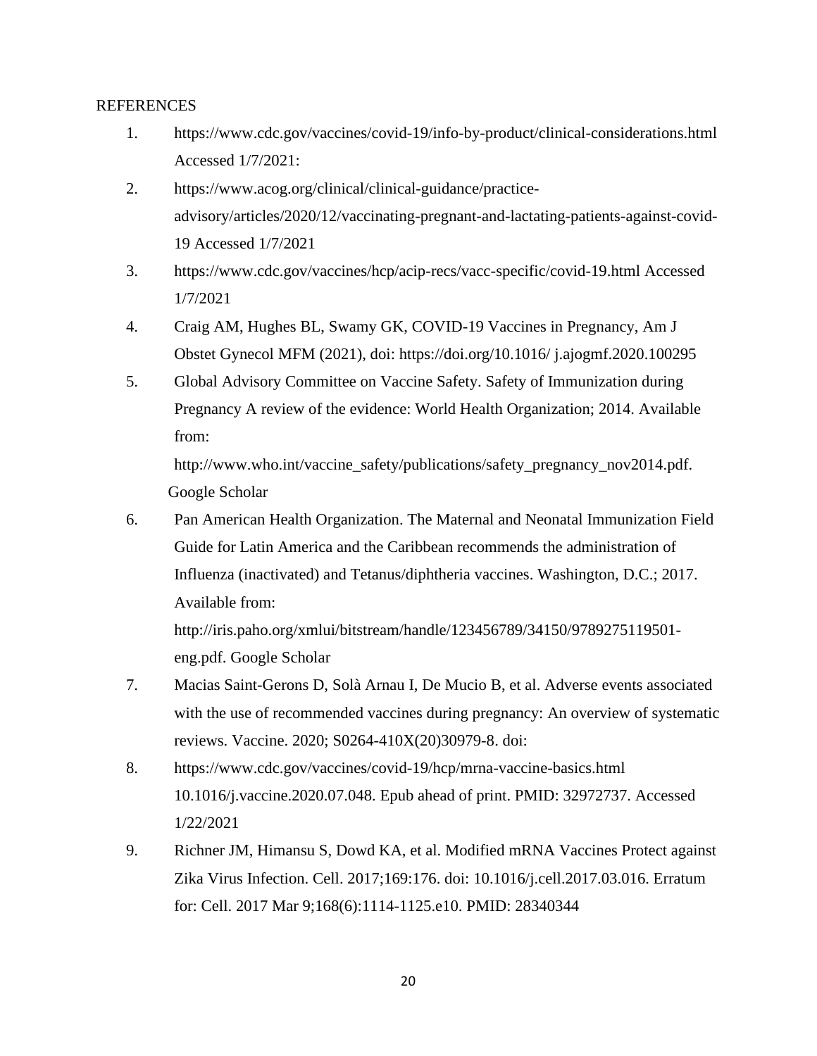REFERENCES

1. https://www.cdc.gov/vaccines/covid-19/info-by-product/clinical-considerations.html Accessed 1/7/2021:
2. https://www.acog.org/clinical/clinical-guidance/practice-advisory/articles/2020/12/vaccinating-pregnant-and-lactating-patients-against-covid-19 Accessed 1/7/2021
3. https://www.cdc.gov/vaccines/hcp/acip-recs/vacc-specific/covid-19.html Accessed 1/7/2021
4. Craig AM, Hughes BL, Swamy GK, COVID-19 Vaccines in Pregnancy, Am J Obstet Gynecol MFM (2021), doi: https://doi.org/10.1016/ j.ajogmf.2020.100295
5. Global Advisory Committee on Vaccine Safety. Safety of Immunization during Pregnancy A review of the evidence: World Health Organization; 2014. Available from:
   http://www.who.int/vaccine_safety/publications/safety_pregnancy_nov2014.pdf. Google Scholar
6. Pan American Health Organization. The Maternal and Neonatal Immunization Field Guide for Latin America and the Caribbean recommends the administration of Influenza (inactivated) and Tetanus/diphtheria vaccines. Washington, D.C.; 2017. Available from:
   http://iris.paho.org/xmlui/bitstream/handle/123456789/34150/9789275119501-eng.pdf. Google Scholar
7. Macias Saint-Gerons D, Solà Arnau I, De Mucio B, et al. Adverse events associated with the use of recommended vaccines during pregnancy: An overview of systematic reviews. Vaccine. 2020; S0264-410X(20)30979-8. doi:
8. https://www.cdc.gov/vaccines/covid-19/hcp/mrna-vaccine-basics.html 10.1016/j.vaccine.2020.07.048. Epub ahead of print. PMID: 32972737. Accessed 1/22/2021
9. Richner JM, Himansu S, Dowd KA, et al. Modified mRNA Vaccines Protect against Zika Virus Infection. Cell. 2017;169:176. doi: 10.1016/j.cell.2017.03.016. Erratum for: Cell. 2017 Mar 9;168(6):1114-1125.e10. PMID: 28340344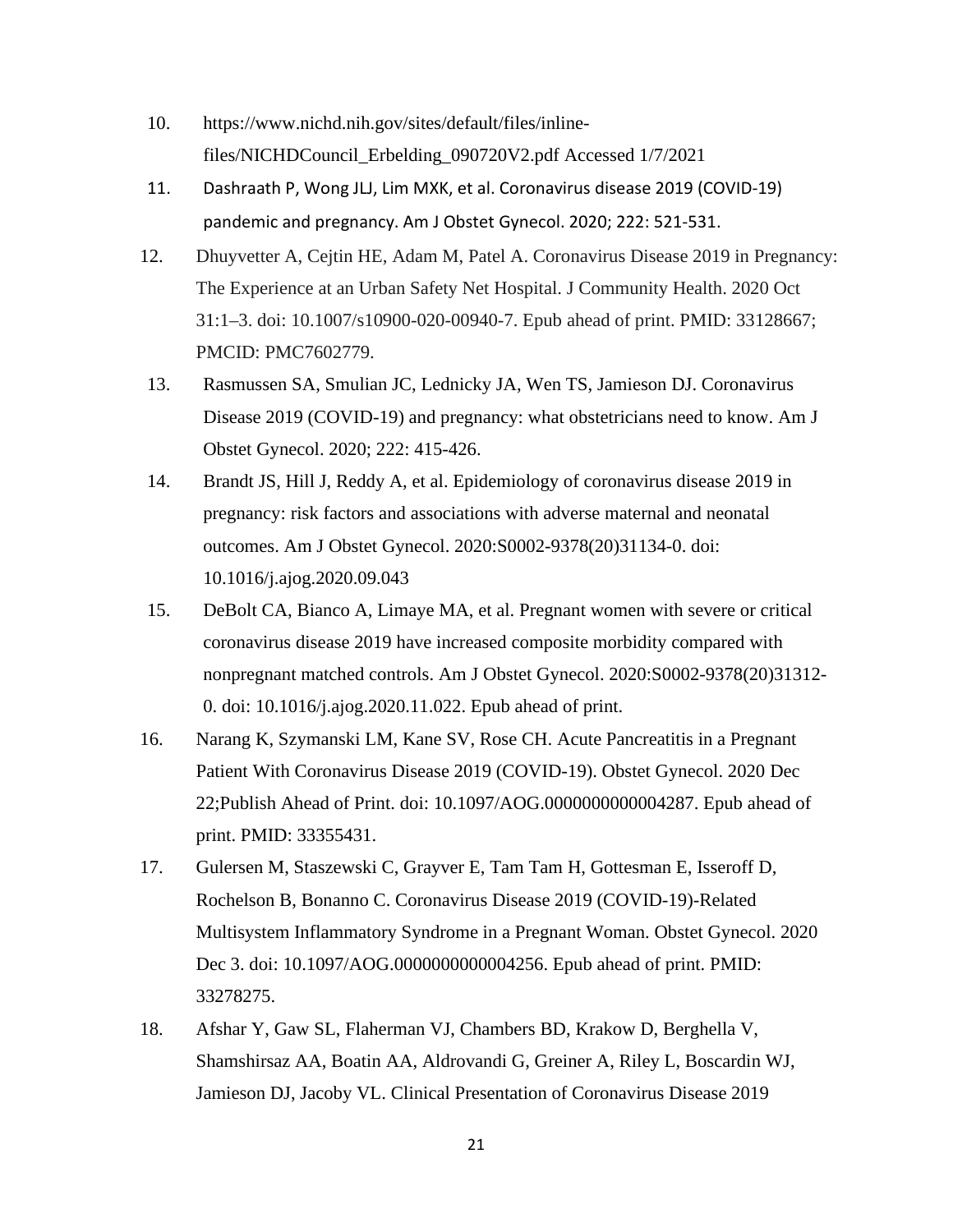10. https://www.nichd.nih.gov/sites/default/files/inline-files/NICHDCouncil_Erbelding_090720V2.pdf Accessed 1/7/2021
11. Dashraath P, Wong JLJ, Lim MXK, et al. Coronavirus disease 2019 (COVID-19) pandemic and pregnancy. Am J Obstet Gynecol. 2020; 222: 521-531.
12. Dhuyvetter A, Cejtin HE, Adam M, Patel A. Coronavirus Disease 2019 in Pregnancy: The Experience at an Urban Safety Net Hospital. J Community Health. 2020 Oct 31:1–3. doi: 10.1007/s10900-020-00940-7. Epub ahead of print. PMID: 33128667; PMCID: PMC7602779.
13. Rasmussen SA, Smulian JC, Lednicky JA, Wen TS, Jamieson DJ. Coronavirus Disease 2019 (COVID-19) and pregnancy: what obstetricians need to know. Am J Obstet Gynecol. 2020; 222: 415-426.
14. Brandt JS, Hill J, Reddy A, et al. Epidemiology of coronavirus disease 2019 in pregnancy: risk factors and associations with adverse maternal and neonatal outcomes. Am J Obstet Gynecol. 2020:S0002-9378(20)31134-0. doi: 10.1016/j.ajog.2020.09.043
15. DeBolt CA, Bianco A, Limaye MA, et al. Pregnant women with severe or critical coronavirus disease 2019 have increased composite morbidity compared with nonpregnant matched controls. Am J Obstet Gynecol. 2020:S0002-9378(20)31312-0. doi: 10.1016/j.ajog.2020.11.022. Epub ahead of print.
16. Narang K, Szymanski LM, Kane SV, Rose CH. Acute Pancreatitis in a Pregnant Patient With Coronavirus Disease 2019 (COVID-19). Obstet Gynecol. 2020 Dec 22;Publish Ahead of Print. doi: 10.1097/AOG.0000000000004287. Epub ahead of print. PMID: 33355431.
17. Gulersen M, Staszewski C, Grayver E, Tam Tam H, Gottesman E, Isseroff D, Rochelson B, Bonanno C. Coronavirus Disease 2019 (COVID-19)-Related Multisystem Inflammatory Syndrome in a Pregnant Woman. Obstet Gynecol. 2020 Dec 3. doi: 10.1097/AOG.0000000000004256. Epub ahead of print. PMID: 33278275.
18. Afshar Y, Gaw SL, Flaherman VJ, Chambers BD, Krakow D, Berghella V, Shamshirsaz AA, Boatin AA, Aldrovandi G, Greiner A, Riley L, Boscardin WJ, Jamieson DJ, Jacoby VL. Clinical Presentation of Coronavirus Disease 2019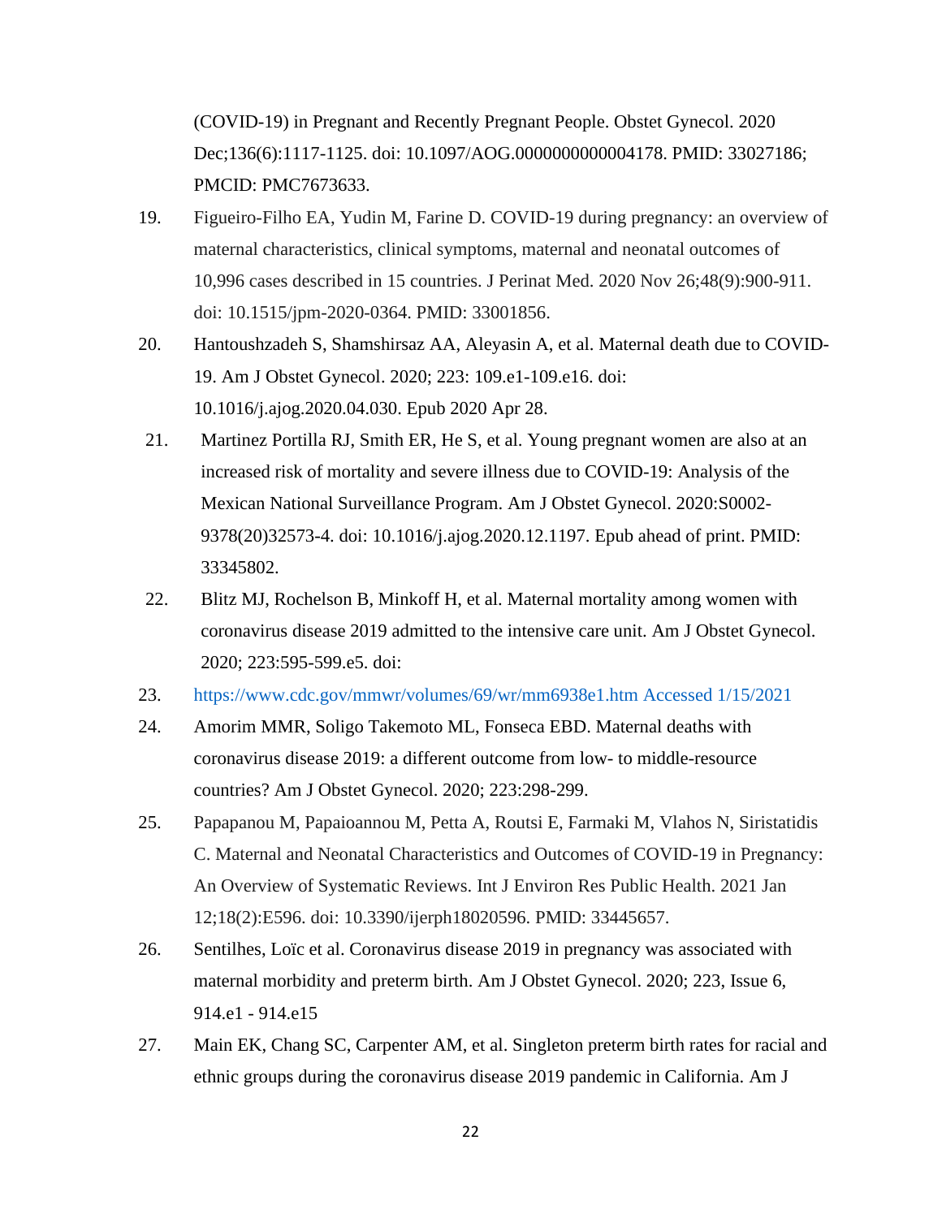(COVID-19) in Pregnant and Recently Pregnant People. Obstet Gynecol. 2020 Dec;136(6):1117-1125. doi: 10.1097/AOG.0000000000004178. PMID: 33027186; PMCID: PMC7673633.

19. Figueiro-Filho EA, Yudin M, Farine D. COVID-19 during pregnancy: an overview of maternal characteristics, clinical symptoms, maternal and neonatal outcomes of 10,996 cases described in 15 countries. J Perinat Med. 2020 Nov 26;48(9):900-911. doi: 10.1515/jpm-2020-0364. PMID: 33001856.
20. Hantoushzadeh S, Shamshirsaz AA, Aleyasin A, et al. Maternal death due to COVID-19. Am J Obstet Gynecol. 2020; 223: 109.e1-109.e16. doi: 10.1016/j.ajog.2020.04.030. Epub 2020 Apr 28.
21. Martinez Portilla RJ, Smith ER, He S, et al. Young pregnant women are also at an increased risk of mortality and severe illness due to COVID-19: Analysis of the Mexican National Surveillance Program. Am J Obstet Gynecol. 2020:S0002-9378(20)32573-4. doi: 10.1016/j.ajog.2020.12.1197. Epub ahead of print. PMID: 33345802.
22. Blitz MJ, Rochelson B, Minkoff H, et al. Maternal mortality among women with coronavirus disease 2019 admitted to the intensive care unit. Am J Obstet Gynecol. 2020; 223:595-599.e5. doi:
23. https://www.cdc.gov/mmwr/volumes/69/wr/mm6938e1.htm Accessed 1/15/2021
24. Amorim MMR, Soligo Takemoto ML, Fonseca EBD. Maternal deaths with coronavirus disease 2019: a different outcome from low- to middle-resource countries? Am J Obstet Gynecol. 2020; 223:298-299.
25. Papapanou M, Papaioannou M, Petta A, Routsi E, Farmaki M, Vlahos N, Siristatidis C. Maternal and Neonatal Characteristics and Outcomes of COVID-19 in Pregnancy: An Overview of Systematic Reviews. Int J Environ Res Public Health. 2021 Jan 12;18(2):E596. doi: 10.3390/ijerph18020596. PMID: 33445657.
26. Sentilhes, Loïc et al. Coronavirus disease 2019 in pregnancy was associated with maternal morbidity and preterm birth. Am J Obstet Gynecol. 2020; 223, Issue 6, 914.e1 - 914.e15
27. Main EK, Chang SC, Carpenter AM, et al. Singleton preterm birth rates for racial and ethnic groups during the coronavirus disease 2019 pandemic in California. Am J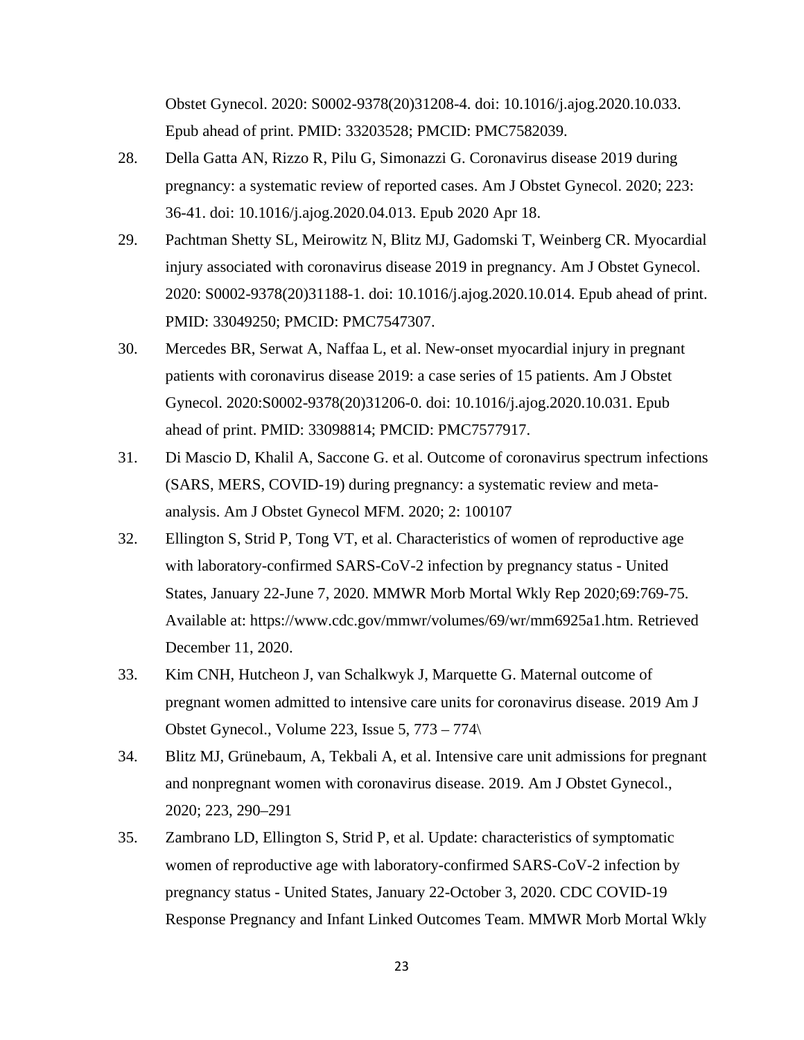Obstet Gynecol. 2020: S0002-9378(20)31208-4. doi: 10.1016/j.ajog.2020.10.033. Epub ahead of print. PMID: 33203528; PMCID: PMC7582039.

28. Della Gatta AN, Rizzo R, Pilu G, Simonazzi G. Coronavirus disease 2019 during pregnancy: a systematic review of reported cases. Am J Obstet Gynecol. 2020; 223: 36-41. doi: 10.1016/j.ajog.2020.04.013. Epub 2020 Apr 18.

29. Pachtman Shetty SL, Meirowitz N, Blitz MJ, Gadomski T, Weinberg CR. Myocardial injury associated with coronavirus disease 2019 in pregnancy. Am J Obstet Gynecol. 2020: S0002-9378(20)31188-1. doi: 10.1016/j.ajog.2020.10.014. Epub ahead of print. PMID: 33049250; PMCID: PMC7547307.

30. Mercedes BR, Serwat A, Naffaa L, et al. New-onset myocardial injury in pregnant patients with coronavirus disease 2019: a case series of 15 patients. Am J Obstet Gynecol. 2020:S0002-9378(20)31206-0. doi: 10.1016/j.ajog.2020.10.031. Epub ahead of print. PMID: 33098814; PMCID: PMC7577917.

31. Di Mascio D, Khalil A, Saccone G. et al. Outcome of coronavirus spectrum infections (SARS, MERS, COVID-19) during pregnancy: a systematic review and meta-analysis. Am J Obstet Gynecol MFM. 2020; 2: 100107

32. Ellington S, Strid P, Tong VT, et al. Characteristics of women of reproductive age with laboratory-confirmed SARS-CoV-2 infection by pregnancy status - United States, January 22-June 7, 2020. MMWR Morb Mortal Wkly Rep 2020;69:769-75. Available at: https://www.cdc.gov/mmwr/volumes/69/wr/mm6925a1.htm. Retrieved December 11, 2020.

33. Kim CNH, Hutcheon J, van Schalkwyk J, Marquette G. Maternal outcome of pregnant women admitted to intensive care units for coronavirus disease. 2019 Am J Obstet Gynecol., Volume 223, Issue 5, 773 – 774\

34. Blitz MJ, Grünebaum, A, Tekbali A, et al. Intensive care unit admissions for pregnant and nonpregnant women with coronavirus disease. 2019. Am J Obstet Gynecol., 2020; 223, 290–291

35. Zambrano LD, Ellington S, Strid P, et al. Update: characteristics of symptomatic women of reproductive age with laboratory-confirmed SARS-CoV-2 infection by pregnancy status - United States, January 22-October 3, 2020. CDC COVID-19 Response Pregnancy and Infant Linked Outcomes Team. MMWR Morb Mortal Wkly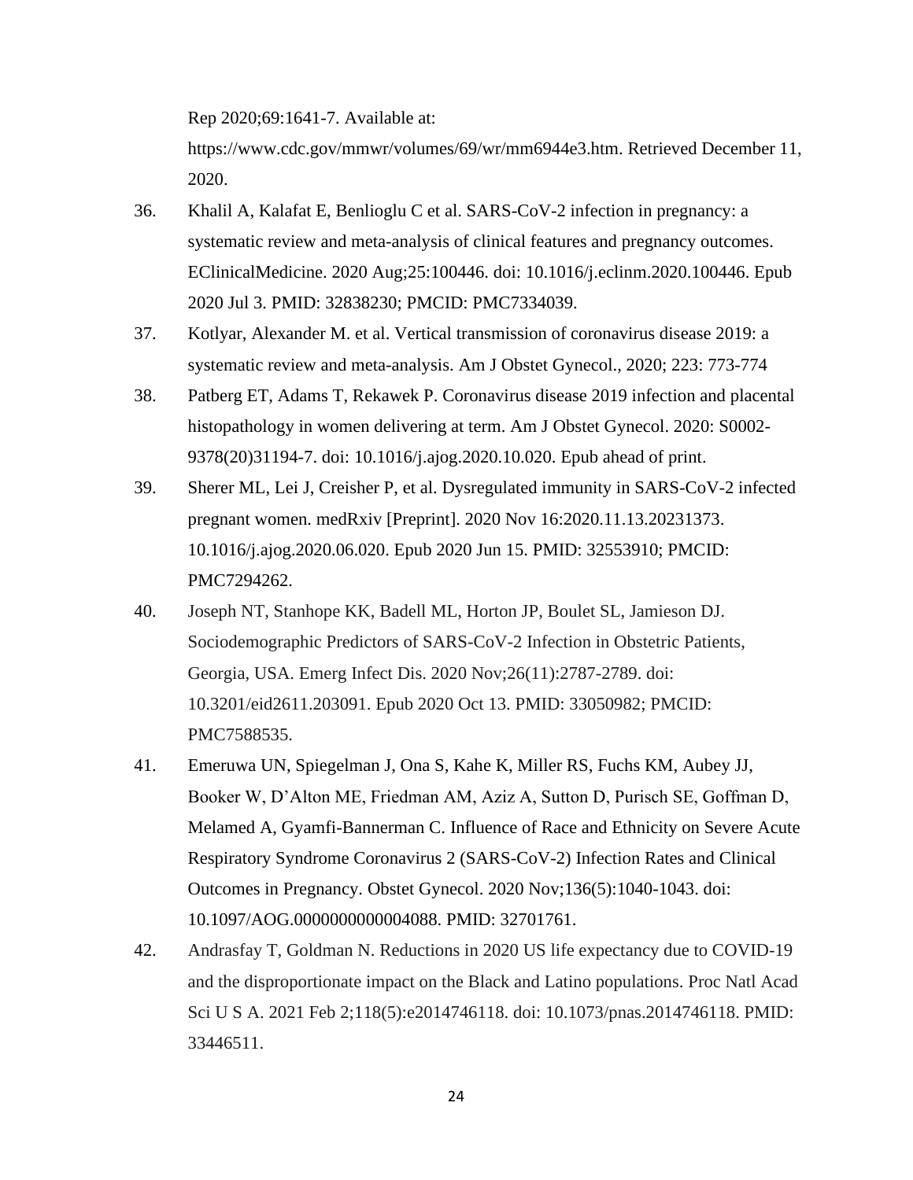Rep 2020;69:1641-7. Available at: https://www.cdc.gov/mmwr/volumes/69/wr/mm6944e3.htm. Retrieved December 11, 2020.

36. Khalil A, Kalafat E, Benlioglu C et al. SARS-CoV-2 infection in pregnancy: a systematic review and meta-analysis of clinical features and pregnancy outcomes. EClinicalMedicine. 2020 Aug;25:100446. doi: 10.1016/j.eclinm.2020.100446. Epub 2020 Jul 3. PMID: 32838230; PMCID: PMC7334039.
37. Kotlyar, Alexander M. et al. Vertical transmission of coronavirus disease 2019: a systematic review and meta-analysis. Am J Obstet Gynecol., 2020; 223: 773-774
38. Patberg ET, Adams T, Rekawek P. Coronavirus disease 2019 infection and placental histopathology in women delivering at term. Am J Obstet Gynecol. 2020: S0002-9378(20)31194-7. doi: 10.1016/j.ajog.2020.10.020. Epub ahead of print.
39. Sherer ML, Lei J, Creisher P, et al. Dysregulated immunity in SARS-CoV-2 infected pregnant women. medRxiv [Preprint]. 2020 Nov 16:2020.11.13.20231373. 10.1016/j.ajog.2020.06.020. Epub 2020 Jun 15. PMID: 32553910; PMCID: PMC7294262.
40. Joseph NT, Stanhope KK, Badell ML, Horton JP, Boulet SL, Jamieson DJ. Sociodemographic Predictors of SARS-CoV-2 Infection in Obstetric Patients, Georgia, USA. Emerg Infect Dis. 2020 Nov;26(11):2787-2789. doi: 10.3201/eid2611.203091. Epub 2020 Oct 13. PMID: 33050982; PMCID: PMC7588535.
41. Emeruwa UN, Spiegelman J, Ona S, Kahe K, Miller RS, Fuchs KM, Aubey JJ, Booker W, D'Alton ME, Friedman AM, Aziz A, Sutton D, Purisch SE, Goffman D, Melamed A, Gyamfi-Bannerman C. Influence of Race and Ethnicity on Severe Acute Respiratory Syndrome Coronavirus 2 (SARS-CoV-2) Infection Rates and Clinical Outcomes in Pregnancy. Obstet Gynecol. 2020 Nov;136(5):1040-1043. doi: 10.1097/AOG.0000000000004088. PMID: 32701761.
42. Andrasfay T, Goldman N. Reductions in 2020 US life expectancy due to COVID-19 and the disproportionate impact on the Black and Latino populations. Proc Natl Acad Sci U S A. 2021 Feb 2;118(5):e2014746118. doi: 10.1073/pnas.2014746118. PMID: 33446511.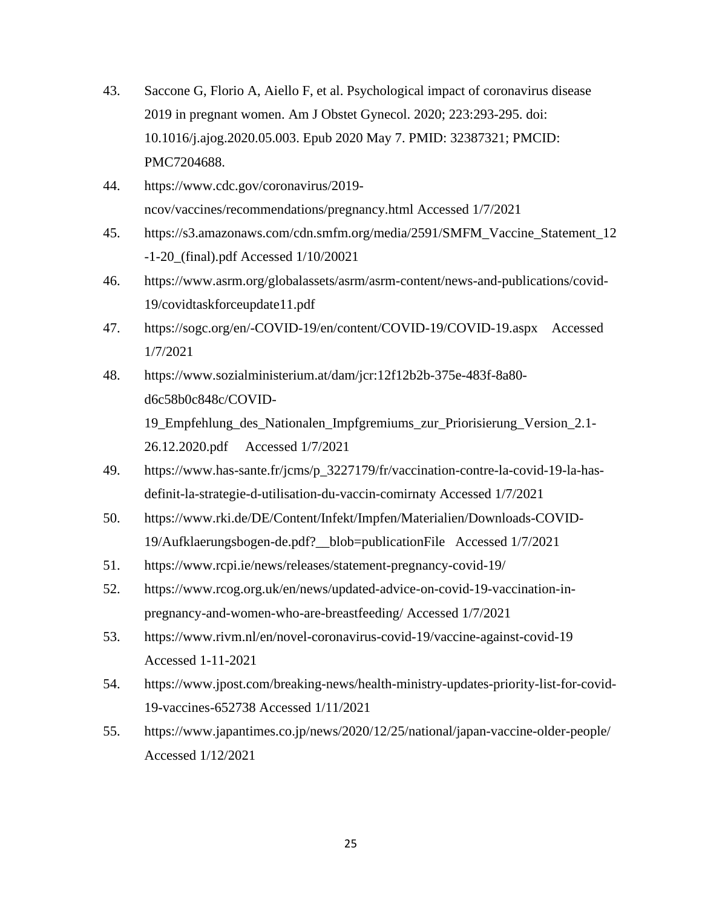43. Saccone G, Florio A, Aiello F, et al. Psychological impact of coronavirus disease 2019 in pregnant women. Am J Obstet Gynecol. 2020; 223:293-295. doi: 10.1016/j.ajog.2020.05.003. Epub 2020 May 7. PMID: 32387321; PMCID: PMC7204688.
44. https://www.cdc.gov/coronavirus/2019-ncov/vaccines/recommendations/pregnancy.html Accessed 1/7/2021
45. https://s3.amazonaws.com/cdn.smfm.org/media/2591/SMFM_Vaccine_Statement_12-1-20_(final).pdf Accessed 1/10/20021
46. https://www.asrm.org/globalassets/asrm/asrm-content/news-and-publications/covid-19/covidtaskforceupdate11.pdf
47. https://sogc.org/en/-COVID-19/en/content/COVID-19/COVID-19.aspx Accessed 1/7/2021
48. https://www.sozialministerium.at/dam/jcr:12f12b2b-375e-483f-8a80-d6c58b0c848c/COVID-19_Empfehlung_des_Nationalen_Impfgremiums_zur_Priorisierung_Version_2.1-26.12.2020.pdf Accessed 1/7/2021
49. https://www.has-sante.fr/jcms/p_3227179/fr/vaccination-contre-la-covid-19-la-has-definit-la-strategie-d-utilisation-du-vaccin-comirnaty Accessed 1/7/2021
50. https://www.rki.de/DE/Content/Infekt/Impfen/Materialien/Downloads-COVID-19/Aufklaerungsbogen-de.pdf?__blob=publicationFile Accessed 1/7/2021
51. https://www.rcpi.ie/news/releases/statement-pregnancy-covid-19/
52. https://www.rcog.org.uk/en/news/updated-advice-on-covid-19-vaccination-in-pregnancy-and-women-who-are-breastfeeding/ Accessed 1/7/2021
53. https://www.rivm.nl/en/novel-coronavirus-covid-19/vaccine-against-covid-19 Accessed 1-11-2021
54. https://www.jpost.com/breaking-news/health-ministry-updates-priority-list-for-covid-19-vaccines-652738 Accessed 1/11/2021
55. https://www.japantimes.co.jp/news/2020/12/25/national/japan-vaccine-older-people/ Accessed 1/12/2021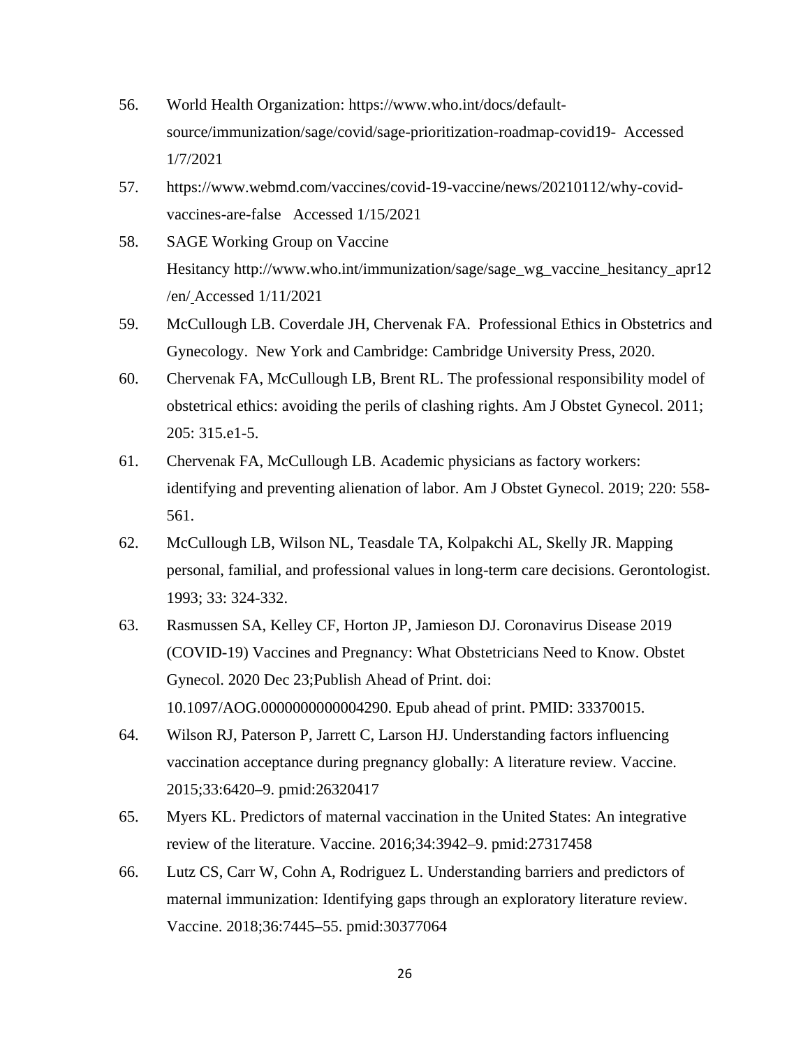56. World Health Organization: https://www.who.int/docs/default-source/immunization/sage/covid/sage-prioritization-roadmap-covid19- Accessed 1/7/2021

57. https://www.webmd.com/vaccines/covid-19-vaccine/news/20210112/why-covid-vaccines-are-false Accessed 1/15/2021

58. SAGE Working Group on Vaccine Hesitancy http://www.who.int/immunization/sage/sage_wg_vaccine_hesitancy_apr12/en/ Accessed 1/11/2021

59. McCullough LB. Coverdale JH, Chervenak FA. Professional Ethics in Obstetrics and Gynecology. New York and Cambridge: Cambridge University Press, 2020.

60. Chervenak FA, McCullough LB, Brent RL. The professional responsibility model of obstetrical ethics: avoiding the perils of clashing rights. Am J Obstet Gynecol. 2011; 205: 315.e1-5.

61. Chervenak FA, McCullough LB. Academic physicians as factory workers: identifying and preventing alienation of labor. Am J Obstet Gynecol. 2019; 220: 558-561.

62. McCullough LB, Wilson NL, Teasdale TA, Kolpakchi AL, Skelly JR. Mapping personal, familial, and professional values in long-term care decisions. Gerontologist. 1993; 33: 324-332.

63. Rasmussen SA, Kelley CF, Horton JP, Jamieson DJ. Coronavirus Disease 2019 (COVID-19) Vaccines and Pregnancy: What Obstetricians Need to Know. Obstet Gynecol. 2020 Dec 23;Publish Ahead of Print. doi: 10.1097/AOG.0000000000004290. Epub ahead of print. PMID: 33370015.

64. Wilson RJ, Paterson P, Jarrett C, Larson HJ. Understanding factors influencing vaccination acceptance during pregnancy globally: A literature review. Vaccine. 2015;33:6420–9. pmid:26320417

65. Myers KL. Predictors of maternal vaccination in the United States: An integrative review of the literature. Vaccine. 2016;34:3942–9. pmid:27317458

66. Lutz CS, Carr W, Cohn A, Rodriguez L. Understanding barriers and predictors of maternal immunization: Identifying gaps through an exploratory literature review. Vaccine. 2018;36:7445–55. pmid:30377064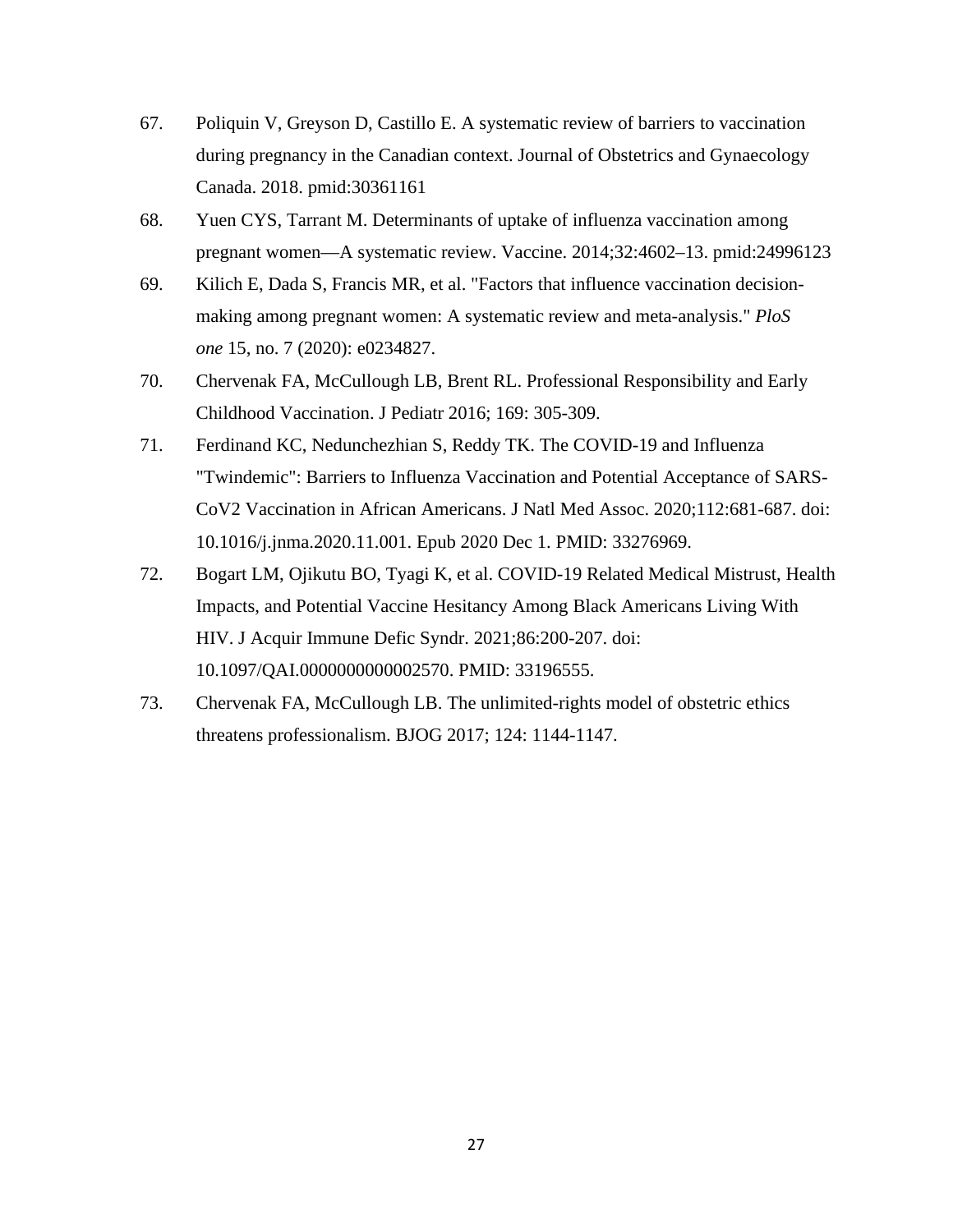67. Poliquin V, Greyson D, Castillo E. A systematic review of barriers to vaccination during pregnancy in the Canadian context. Journal of Obstetrics and Gynaecology Canada. 2018. pmid:30361161

68. Yuen CYS, Tarrant M. Determinants of uptake of influenza vaccination among pregnant women—A systematic review. Vaccine. 2014;32:4602–13. pmid:24996123

69. Kilich E, Dada S, Francis MR, et al. "Factors that influence vaccination decision-making among pregnant women: A systematic review and meta-analysis." *PloS one* 15, no. 7 (2020): e0234827.

70. Chervenak FA, McCullough LB, Brent RL. Professional Responsibility and Early Childhood Vaccination. J Pediatr 2016; 169: 305-309.

71. Ferdinand KC, Nedunchezhian S, Reddy TK. The COVID-19 and Influenza "Twindemic": Barriers to Influenza Vaccination and Potential Acceptance of SARS-CoV2 Vaccination in African Americans. J Natl Med Assoc. 2020;112:681-687. doi: 10.1016/j.jnma.2020.11.001. Epub 2020 Dec 1. PMID: 33276969.

72. Bogart LM, Ojikutu BO, Tyagi K, et al. COVID-19 Related Medical Mistrust, Health Impacts, and Potential Vaccine Hesitancy Among Black Americans Living With HIV. J Acquir Immune Defic Syndr. 2021;86:200-207. doi: 10.1097/QAI.0000000000002570. PMID: 33196555.

73. Chervenak FA, McCullough LB. The unlimited-rights model of obstetric ethics threatens professionalism. BJOG 2017; 124: 1144-1147.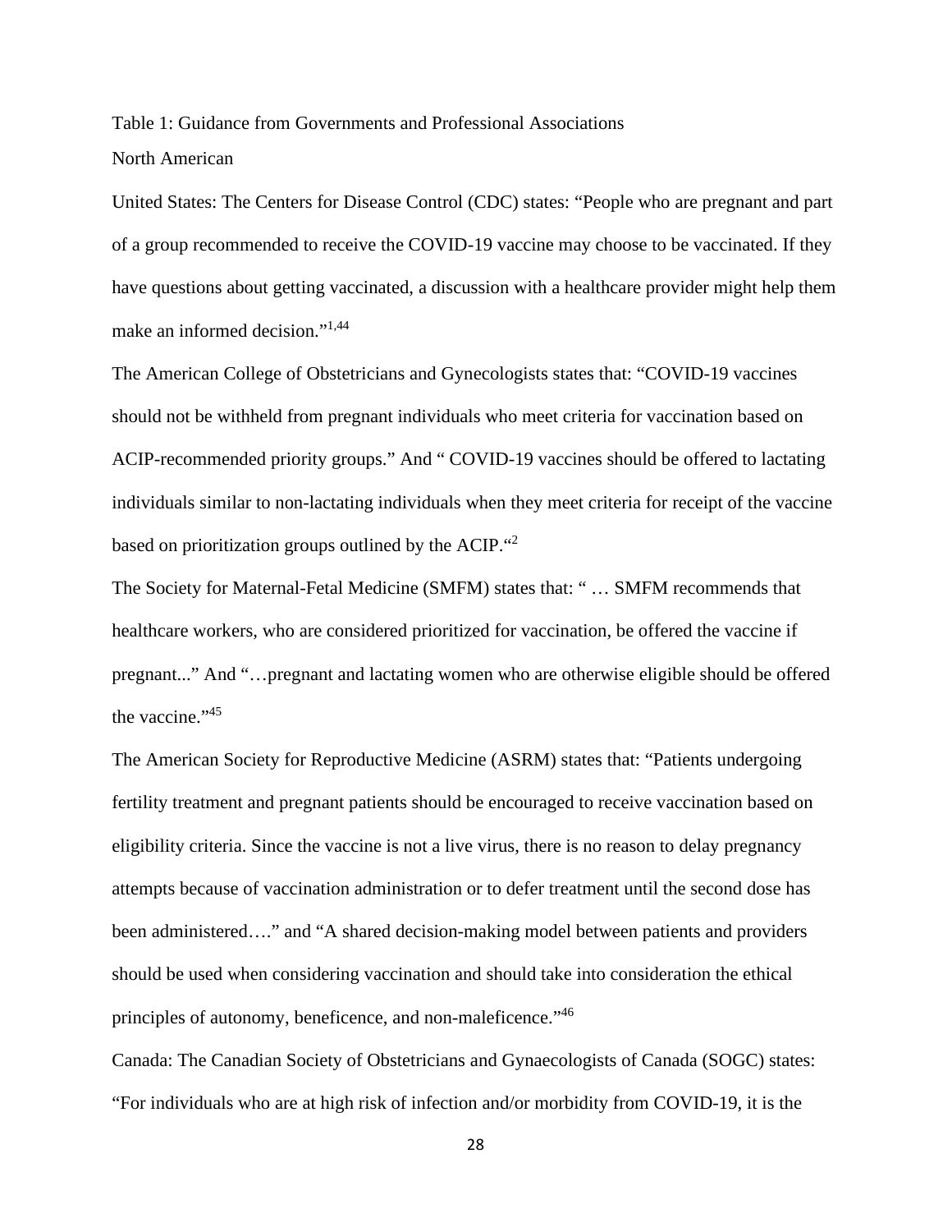Table 1: Guidance from Governments and Professional Associations

North American

United States: The Centers for Disease Control (CDC) states: "People who are pregnant and part of a group recommended to receive the COVID-19 vaccine may choose to be vaccinated. If they have questions about getting vaccinated, a discussion with a healthcare provider might help them make an informed decision."[1,44]

The American College of Obstetricians and Gynecologists states that: "COVID-19 vaccines should not be withheld from pregnant individuals who meet criteria for vaccination based on ACIP-recommended priority groups." And " COVID-19 vaccines should be offered to lactating individuals similar to non-lactating individuals when they meet criteria for receipt of the vaccine based on prioritization groups outlined by the ACIP."[2]

The Society for Maternal-Fetal Medicine (SMFM) states that: " … SMFM recommends that healthcare workers, who are considered prioritized for vaccination, be offered the vaccine if pregnant..." And "…pregnant and lactating women who are otherwise eligible should be offered the vaccine."[45]

The American Society for Reproductive Medicine (ASRM) states that: "Patients undergoing fertility treatment and pregnant patients should be encouraged to receive vaccination based on eligibility criteria. Since the vaccine is not a live virus, there is no reason to delay pregnancy attempts because of vaccination administration or to defer treatment until the second dose has been administered…." and "A shared decision-making model between patients and providers should be used when considering vaccination and should take into consideration the ethical principles of autonomy, beneficence, and non-maleficence."[46]

Canada: The Canadian Society of Obstetricians and Gynaecologists of Canada (SOGC) states: "For individuals who are at high risk of infection and/or morbidity from COVID-19, it is the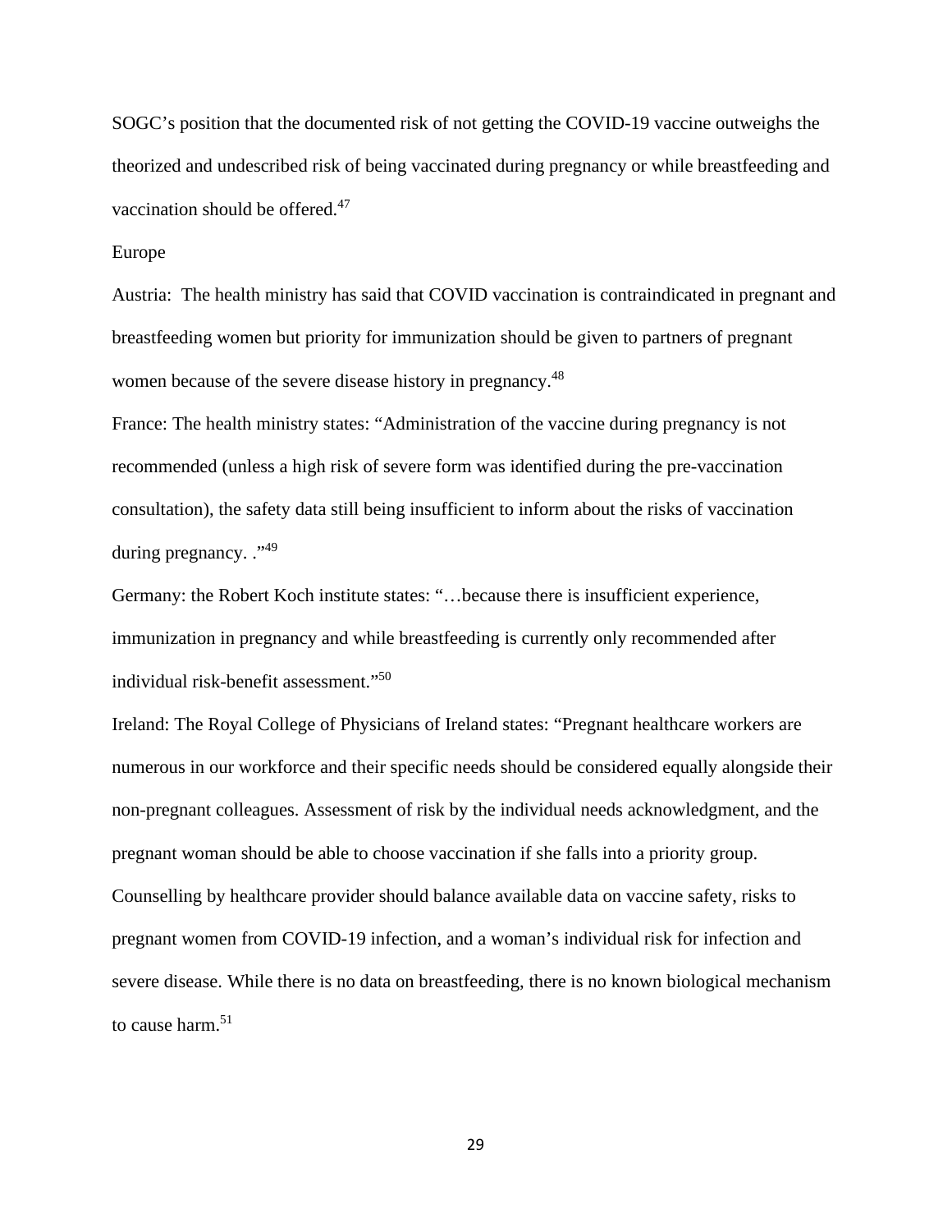SOGC's position that the documented risk of not getting the COVID-19 vaccine outweighs the theorized and undescribed risk of being vaccinated during pregnancy or while breastfeeding and vaccination should be offered.[47]

Europe

Austria: The health ministry has said that COVID vaccination is contraindicated in pregnant and breastfeeding women but priority for immunization should be given to partners of pregnant women because of the severe disease history in pregnancy.[48]

France: The health ministry states: "Administration of the vaccine during pregnancy is not recommended (unless a high risk of severe form was identified during the pre-vaccination consultation), the safety data still being insufficient to inform about the risks of vaccination during pregnancy. ."[49]

Germany: the Robert Koch institute states: "…because there is insufficient experience, immunization in pregnancy and while breastfeeding is currently only recommended after individual risk-benefit assessment."[50]

Ireland: The Royal College of Physicians of Ireland states: "Pregnant healthcare workers are numerous in our workforce and their specific needs should be considered equally alongside their non-pregnant colleagues. Assessment of risk by the individual needs acknowledgment, and the pregnant woman should be able to choose vaccination if she falls into a priority group. Counselling by healthcare provider should balance available data on vaccine safety, risks to pregnant women from COVID-19 infection, and a woman's individual risk for infection and severe disease. While there is no data on breastfeeding, there is no known biological mechanism to cause harm.[51]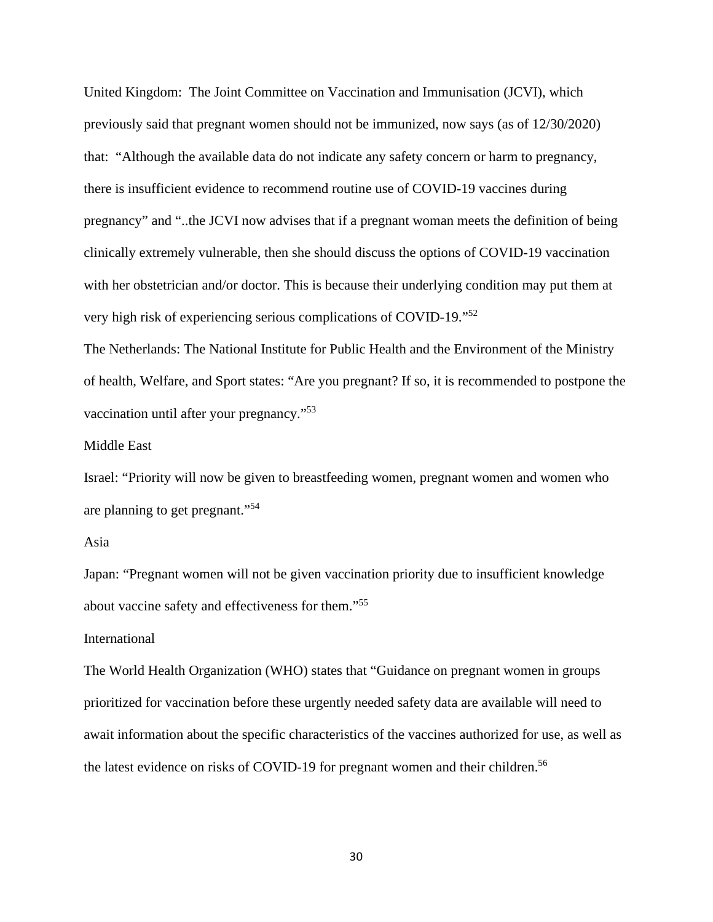United Kingdom: The Joint Committee on Vaccination and Immunisation (JCVI), which previously said that pregnant women should not be immunized, now says (as of 12/30/2020) that: "Although the available data do not indicate any safety concern or harm to pregnancy, there is insufficient evidence to recommend routine use of COVID-19 vaccines during pregnancy" and "..the JCVI now advises that if a pregnant woman meets the definition of being clinically extremely vulnerable, then she should discuss the options of COVID-19 vaccination with her obstetrician and/or doctor. This is because their underlying condition may put them at very high risk of experiencing serious complications of COVID-19."[52]

The Netherlands: The National Institute for Public Health and the Environment of the Ministry of health, Welfare, and Sport states: "Are you pregnant? If so, it is recommended to postpone the vaccination until after your pregnancy."[53]

Middle East

Israel: "Priority will now be given to breastfeeding women, pregnant women and women who are planning to get pregnant."[54]

Asia

Japan: "Pregnant women will not be given vaccination priority due to insufficient knowledge about vaccine safety and effectiveness for them."[55]

International

The World Health Organization (WHO) states that "Guidance on pregnant women in groups prioritized for vaccination before these urgently needed safety data are available will need to await information about the specific characteristics of the vaccines authorized for use, as well as the latest evidence on risks of COVID-19 for pregnant women and their children.[56]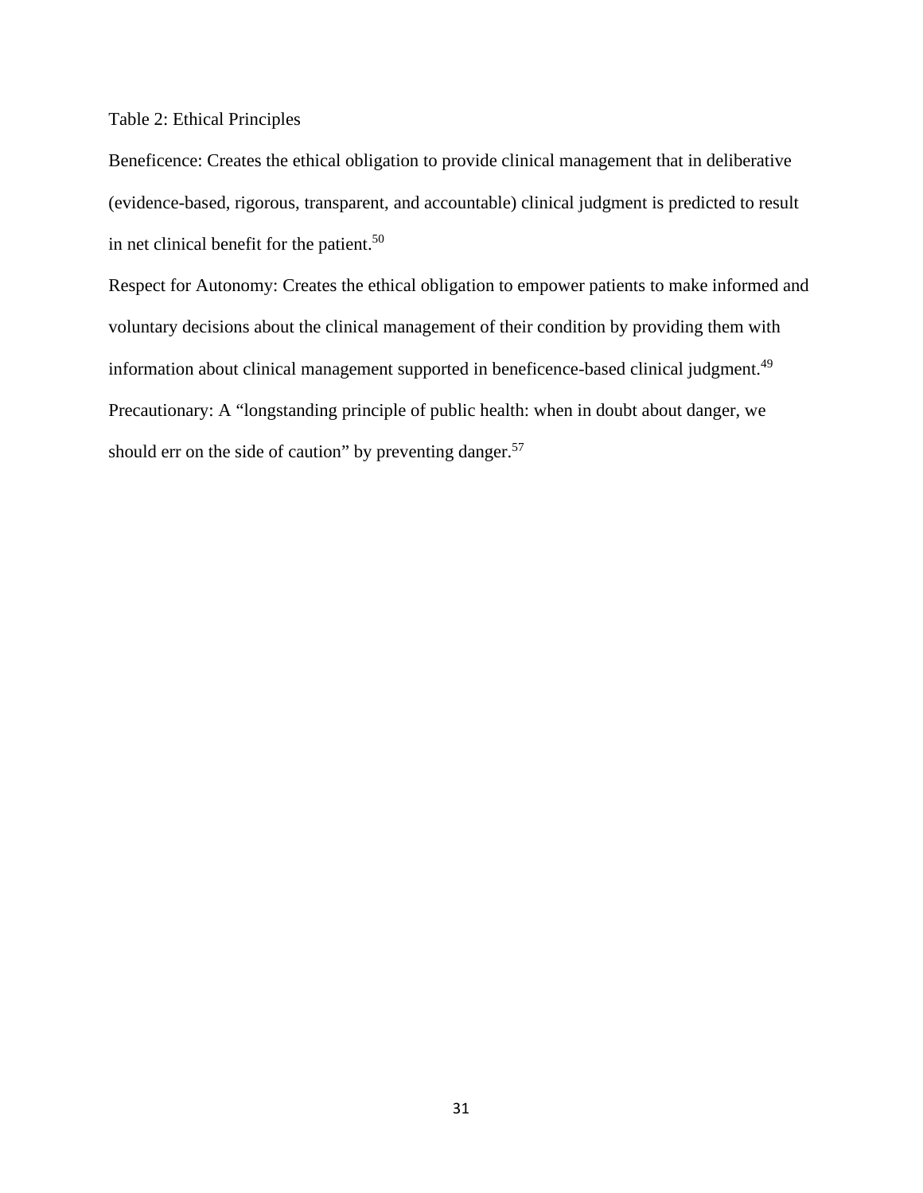Table 2: Ethical Principles

Beneficence: Creates the ethical obligation to provide clinical management that in deliberative (evidence-based, rigorous, transparent, and accountable) clinical judgment is predicted to result in net clinical benefit for the patient.[50]

Respect for Autonomy: Creates the ethical obligation to empower patients to make informed and voluntary decisions about the clinical management of their condition by providing them with information about clinical management supported in beneficence-based clinical judgment.[49]

Precautionary: A "longstanding principle of public health: when in doubt about danger, we should err on the side of caution" by preventing danger.[57]